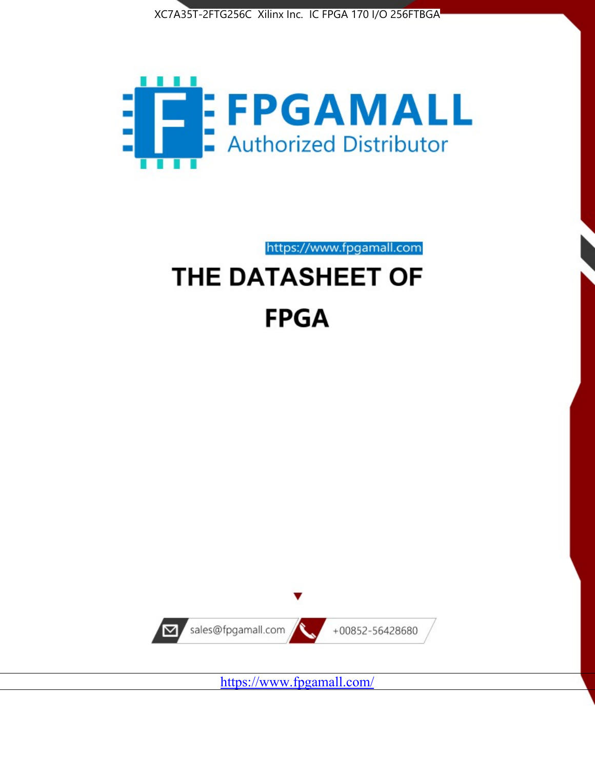XC7A35T-2FTG256C Xilinx Inc. IC FPGA 170 I/O 256FTBGA

# FPGAMALL

Authorized Distributor

https://www.fpgamall.com

# THE DATASHEET OF

# FPGA

sales@fpgamall.com

+00852-56428680

https://www.fpgamall.com/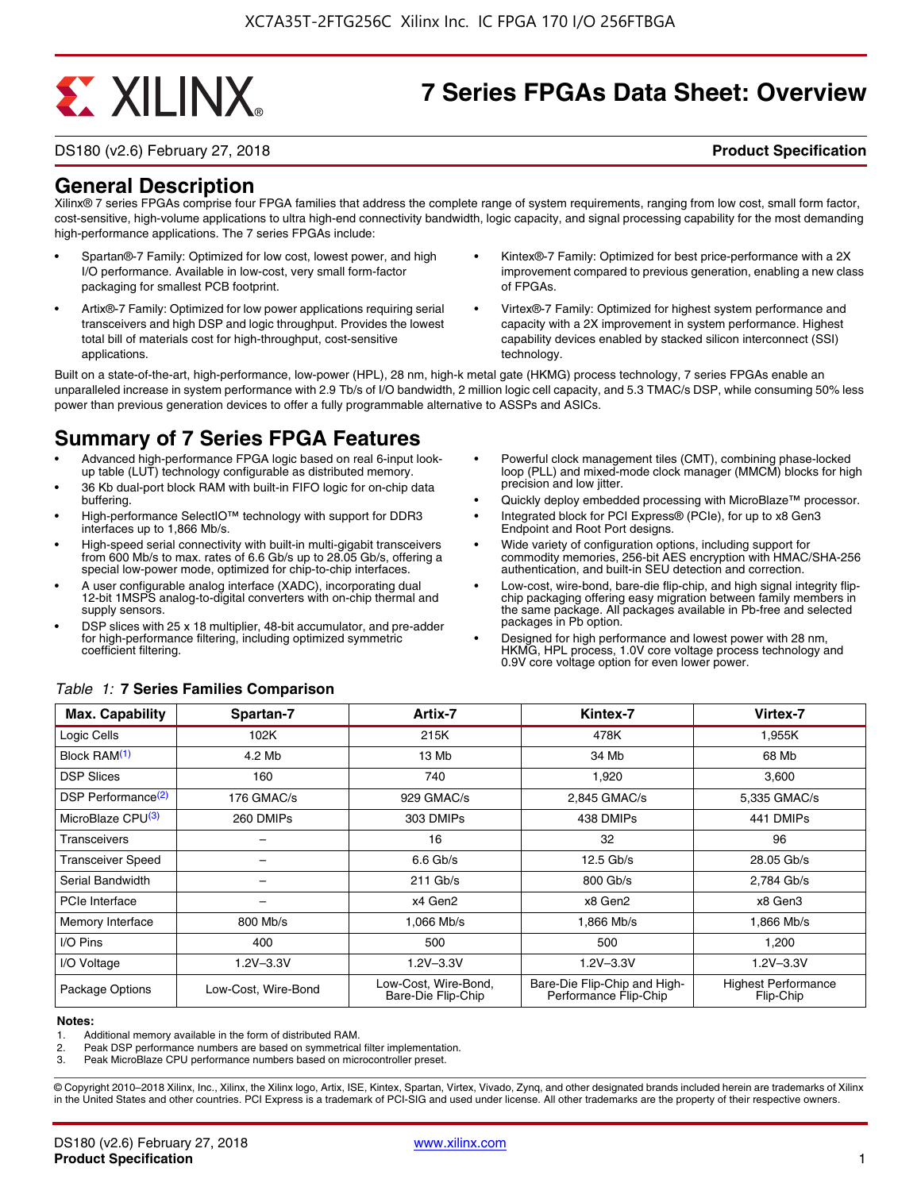# 7 Series FPGAs Data Sheet: Overview

DS180 (v2.6) February 27, 2018 **Product Specification**

## General Description

Xilinx® 7 series FPGAs comprise four FPGA families that address the complete range of system requirements, ranging from low cost, small form factor, cost-sensitive, high-volume applications to ultra high-end connectivity bandwidth, logic capacity, and signal processing capability for the most demanding high-performance applications. The 7 series FPGAs include:

- Spartan®-7 Family: Optimized for low cost, lowest power, and high I/O performance. Available in low-cost, very small form-factor packaging for smallest PCB footprint.
- Artix®-7 Family: Optimized for low power applications requiring serial transceivers and high DSP and logic throughput. Provides the lowest total bill of materials cost for high-throughput, cost-sensitive applications.
- Kintex®-7 Family: Optimized for best price-performance with a 2X improvement compared to previous generation, enabling a new class of FPGAs.
- Virtex®-7 Family: Optimized for highest system performance and capacity with a 2X improvement in system performance. Highest capability devices enabled by stacked silicon interconnect (SSI) technology.

Built on a state-of-the-art, high-performance, low-power (HPL), 28 nm, high-k metal gate (HKMG) process technology, 7 series FPGAs enable an unparalleled increase in system performance with 2.9 Tb/s of I/O bandwidth, 2 million logic cell capacity, and 5.3 TMAC/s DSP, while consuming 50% less power than previous generation devices to offer a fully programmable alternative to ASSPs and ASICs.

## Summary of 7 Series FPGA Features

- Advanced high-performance FPGA logic based on real 6-input look-up table (LUT) technology configurable as distributed memory.
- 36 Kb dual-port block RAM with built-in FIFO logic for on-chip data buffering.
- High-performance SelectIO™ technology with support for DDR3 interfaces up to 1,866 Mb/s.
- High-speed serial connectivity with built-in multi-gigabit transceivers from 600 Mb/s to max. rates of 6.6 Gb/s up to 28.05 Gb/s, offering a special low-power mode, optimized for chip-to-chip interfaces.
- A user configurable analog interface (XADC), incorporating dual 12-bit 1MSPS analog-to-digital converters with on-chip thermal and supply sensors.
- DSP slices with 25 x 18 multiplier, 48-bit accumulator, and pre-adder for high-performance filtering, including optimized symmetric coefficient filtering.
- Powerful clock management tiles (CMT), combining phase-locked loop (PLL) and mixed-mode clock manager (MMCM) blocks for high precision and low jitter.
- Quickly deploy embedded processing with MicroBlaze™ processor.
- Integrated block for PCI Express® (PCIe), for up to x8 Gen3 Endpoint and Root Port designs.
- Wide variety of configuration options, including support for commodity memories, 256-bit AES encryption with HMAC/SHA-256 authentication, and built-in SEU detection and correction.
- Low-cost, wire-bond, bare-die flip-chip, and high signal integrity flip-chip packaging offering easy migration between family members in the same package. All packages available in Pb-free and selected packages in Pb option.
- Designed for high performance and lowest power with 28 nm, HKMG, HPL process, 1.0V core voltage process technology and 0.9V core voltage option for even lower power.

*Table 1:* **7 Series Families Comparison**

| Max. Capability | Spartan-7 | Artix-7 | Kintex-7 | Virtex-7 |
|---|---|---|---|---|
| Logic Cells | 102K | 215K | 478K | 1,955K |
| Block RAM(1) | 4.2 Mb | 13 Mb | 34 Mb | 68 Mb |
| DSP Slices | 160 | 740 | 1,920 | 3,600 |
| DSP Performance(2) | 176 GMAC/s | 929 GMAC/s | 2,845 GMAC/s | 5,335 GMAC/s |
| MicroBlaze CPU(3) | 260 DMIPs | 303 DMIPs | 438 DMIPs | 441 DMIPs |
| Transceivers | – | 16 | 32 | 96 |
| Transceiver Speed | – | 6.6 Gb/s | 12.5 Gb/s | 28.05 Gb/s |
| Serial Bandwidth | – | 211 Gb/s | 800 Gb/s | 2,784 Gb/s |
| PCIe Interface | – | x4 Gen2 | x8 Gen2 | x8 Gen3 |
| Memory Interface | 800 Mb/s | 1,066 Mb/s | 1,866 Mb/s | 1,866 Mb/s |
| I/O Pins | 400 | 500 | 500 | 1,200 |
| I/O Voltage | 1.2V–3.3V | 1.2V–3.3V | 1.2V–3.3V | 1.2V–3.3V |
| Package Options | Low-Cost, Wire-Bond | Low-Cost, Wire-Bond, Bare-Die Flip-Chip | Bare-Die Flip-Chip and High-Performance Flip-Chip | Highest Performance Flip-Chip |

**Notes:**

1. Additional memory available in the form of distributed RAM.
2. Peak DSP performance numbers are based on symmetrical filter implementation.
3. Peak MicroBlaze CPU performance numbers based on microcontroller preset.

© Copyright 2010–2018 Xilinx, Inc., Xilinx, the Xilinx logo, Artix, ISE, Kintex, Spartan, Virtex, Vivado, Zynq, and other designated brands included herein are trademarks of Xilinx in the United States and other countries. PCI Express is a trademark of PCI-SIG and used under license. All other trademarks are the property of their respective owners.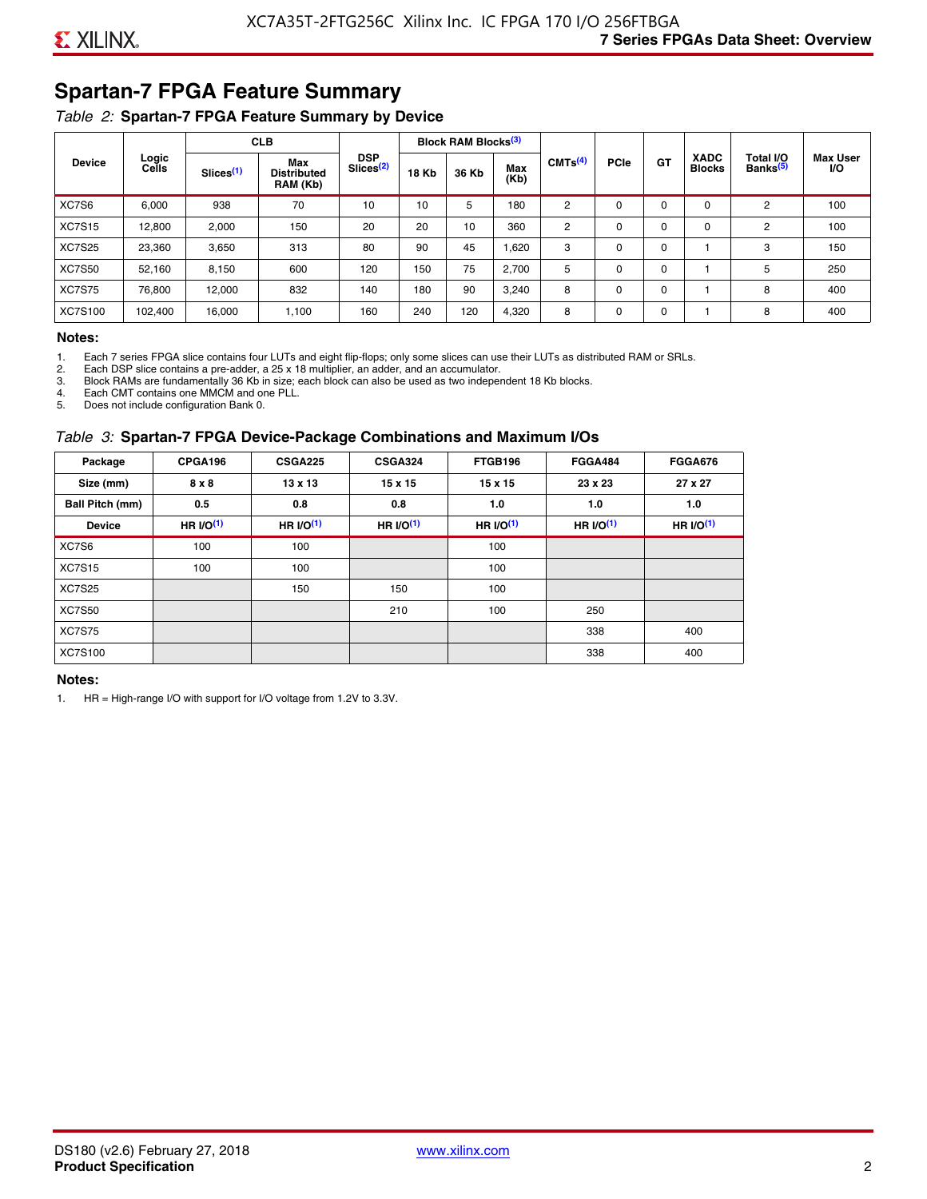## Spartan-7 FPGA Feature Summary

*Table 2:* **Spartan-7 FPGA Feature Summary by Device**

| Device | Logic Cells | CLB | | DSP Slices[(2)] | Block RAM Blocks[(3)] | | | CMTs[(4)] | PCIe | GT | XADC Blocks | Total I/O Banks[(5)] | Max User I/O |
|---|---|---|---|---|---|---|---|---|---|---|---|---|---|
| | | Slices[(1)] | Max Distributed RAM (Kb) | | 18 Kb | 36 Kb | Max (Kb) | | | | | | |
| XC7S6 | 6,000 | 938 | 70 | 10 | 10 | 5 | 180 | 2 | 0 | 0 | 0 | 2 | 100 |
| XC7S15 | 12,800 | 2,000 | 150 | 20 | 20 | 10 | 360 | 2 | 0 | 0 | 0 | 2 | 100 |
| XC7S25 | 23,360 | 3,650 | 313 | 80 | 90 | 45 | 1,620 | 3 | 0 | 0 | 1 | 3 | 150 |
| XC7S50 | 52,160 | 8,150 | 600 | 120 | 150 | 75 | 2,700 | 5 | 0 | 0 | 1 | 5 | 250 |
| XC7S75 | 76,800 | 12,000 | 832 | 140 | 180 | 90 | 3,240 | 8 | 0 | 0 | 1 | 8 | 400 |
| XC7S100 | 102,400 | 16,000 | 1,100 | 160 | 240 | 120 | 4,320 | 8 | 0 | 0 | 1 | 8 | 400 |

**Notes:**

1. Each 7 series FPGA slice contains four LUTs and eight flip-flops; only some slices can use their LUTs as distributed RAM or SRLs.
2. Each DSP slice contains a pre-adder, a 25 x 18 multiplier, an adder, and an accumulator.
3. Block RAMs are fundamentally 36 Kb in size; each block can also be used as two independent 18 Kb blocks.
4. Each CMT contains one MMCM and one PLL.
5. Does not include configuration Bank 0.

*Table 3:* **Spartan-7 FPGA Device-Package Combinations and Maximum I/Os**

| Package | CPGA196 | CSGA225 | CSGA324 | FTGB196 | FGGA484 | FGGA676 |
|---|---|---|---|---|---|---|
| **Size (mm)** | **8 x 8** | **13 x 13** | **15 x 15** | **15 x 15** | **23 x 23** | **27 x 27** |
| **Ball Pitch (mm)** | **0.5** | **0.8** | **0.8** | **1.0** | **1.0** | **1.0** |
| **Device** | **HR I/O[(1)]** | **HR I/O[(1)]** | **HR I/O[(1)]** | **HR I/O[(1)]** | **HR I/O[(1)]** | **HR I/O[(1)]** |
| XC7S6 | 100 | 100 | | 100 | | |
| XC7S15 | 100 | 100 | | 100 | | |
| XC7S25 | | 150 | 150 | 100 | | |
| XC7S50 | | | 210 | 100 | 250 | |
| XC7S75 | | | | | 338 | 400 |
| XC7S100 | | | | | 338 | 400 |

**Notes:**

1. HR = High-range I/O with support for I/O voltage from 1.2V to 3.3V.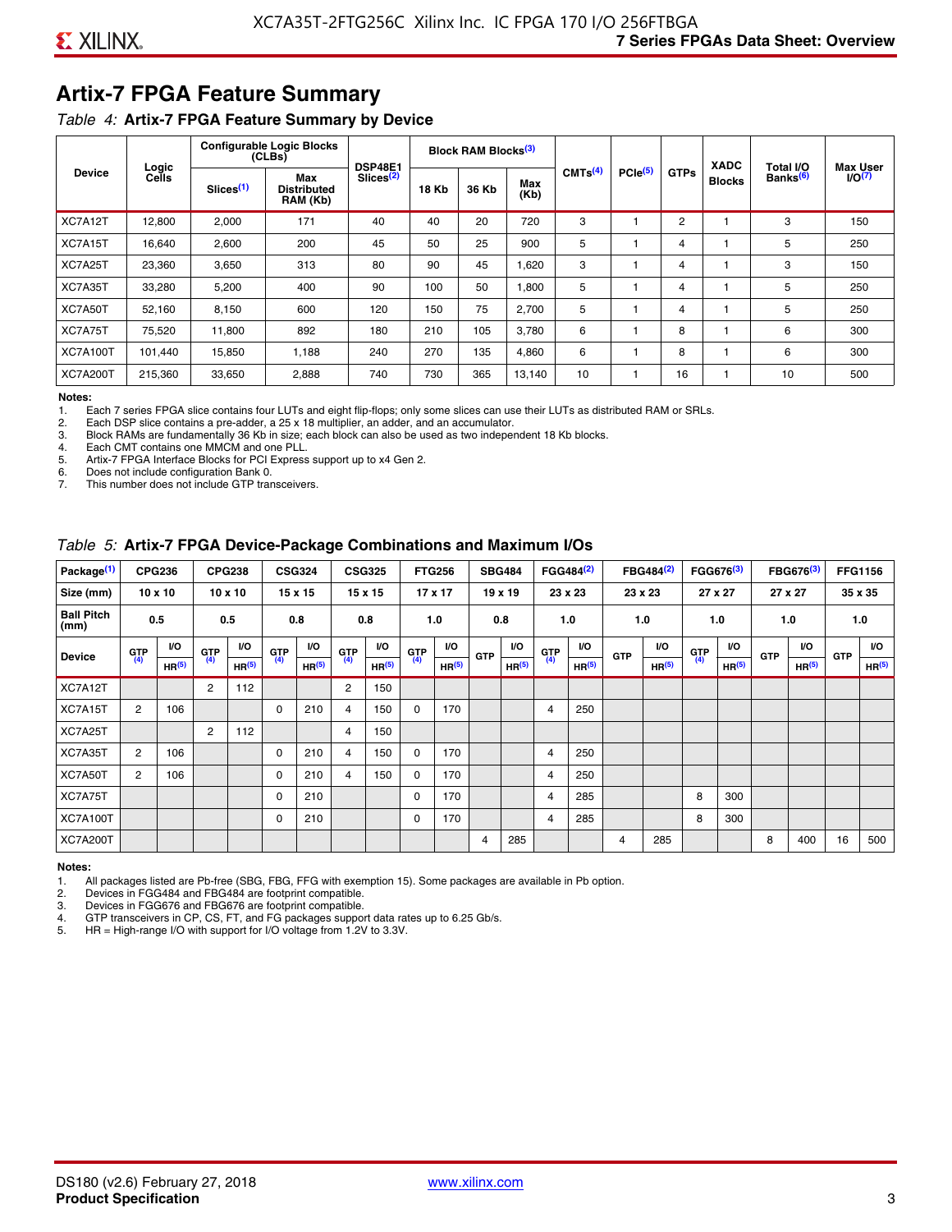## Artix-7 FPGA Feature Summary

*Table 4:* **Artix-7 FPGA Feature Summary by Device**

| Device | Logic Cells | Configurable Logic Blocks (CLBs) | | DSP48E1 Slices[2] | Block RAM Blocks[3] | | | CMTs[4] | PCIe[5] | GTPs | XADC Blocks | Total I/O Banks[6] | Max User I/O[7] |
|---|---|---|---|---|---|---|---|---|---|---|---|---|---|
| | | Slices[1] | Max Distributed RAM (Kb) | | 18 Kb | 36 Kb | Max (Kb) | | | | | | |
| XC7A12T | 12,800 | 2,000 | 171 | 40 | 40 | 20 | 720 | 3 | 1 | 2 | 1 | 3 | 150 |
| XC7A15T | 16,640 | 2,600 | 200 | 45 | 50 | 25 | 900 | 5 | 1 | 4 | 1 | 5 | 250 |
| XC7A25T | 23,360 | 3,650 | 313 | 80 | 90 | 45 | 1,620 | 3 | 1 | 4 | 1 | 3 | 150 |
| XC7A35T | 33,280 | 5,200 | 400 | 90 | 100 | 50 | 1,800 | 5 | 1 | 4 | 1 | 5 | 250 |
| XC7A50T | 52,160 | 8,150 | 600 | 120 | 150 | 75 | 2,700 | 5 | 1 | 4 | 1 | 5 | 250 |
| XC7A75T | 75,520 | 11,800 | 892 | 180 | 210 | 105 | 3,780 | 6 | 1 | 8 | 1 | 6 | 300 |
| XC7A100T | 101,440 | 15,850 | 1,188 | 240 | 270 | 135 | 4,860 | 6 | 1 | 8 | 1 | 6 | 300 |
| XC7A200T | 215,360 | 33,650 | 2,888 | 740 | 730 | 365 | 13,140 | 10 | 1 | 16 | 1 | 10 | 500 |

**Notes:**

1. Each 7 series FPGA slice contains four LUTs and eight flip-flops; only some slices can use their LUTs as distributed RAM or SRLs.
2. Each DSP slice contains a pre-adder, a 25 x 18 multiplier, an adder, and an accumulator.
3. Block RAMs are fundamentally 36 Kb in size; each block can also be used as two independent 18 Kb blocks.
4. Each CMT contains one MMCM and one PLL.
5. Artix-7 FPGA Interface Blocks for PCI Express support up to x4 Gen 2.
6. Does not include configuration Bank 0.
7. This number does not include GTP transceivers.

*Table 5:* **Artix-7 FPGA Device-Package Combinations and Maximum I/Os**

| Package[1] | CPG236 | | CPG238 | | CSG324 | | CSG325 | | FTG256 | | SBG484 | | FGG484[2] | | FBG484[2] | | FGG676[3] | | FBG676[3] | | FFG1156 | |
|---|---|---|---|---|---|---|---|---|---|---|---|---|---|---|---|---|---|---|---|---|---|---|
| Size (mm) | 10 x 10 | | 10 x 10 | | 15 x 15 | | 15 x 15 | | 17 x 17 | | 19 x 19 | | 23 x 23 | | 23 x 23 | | 27 x 27 | | 27 x 27 | | 35 x 35 | |
| Ball Pitch (mm) | 0.5 | | 0.5 | | 0.8 | | 0.8 | | 1.0 | | 0.8 | | 1.0 | | 1.0 | | 1.0 | | 1.0 | | 1.0 | |
| Device | GTP[4] | I/O HR[5] | GTP[4] | I/O HR[5] | GTP[4] | I/O HR[5] | GTP[4] | I/O HR[5] | GTP[4] | I/O HR[5] | GTP | I/O HR[5] | GTP[4] | I/O HR[5] | GTP | I/O HR[5] | GTP[4] | I/O HR[5] | GTP | I/O HR[5] | GTP | I/O HR[5] |
| XC7A12T | | | 2 | 112 | | | 2 | 150 | | | | | | | | | | | | | | |
| XC7A15T | 2 | 106 | | | 0 | 210 | 4 | 150 | 0 | 170 | | | 4 | 250 | | | | | | | | |
| XC7A25T | | | 2 | 112 | | | 4 | 150 | | | | | | | | | | | | | | |
| XC7A35T | 2 | 106 | | | 0 | 210 | 4 | 150 | 0 | 170 | | | 4 | 250 | | | | | | | | |
| XC7A50T | 2 | 106 | | | 0 | 210 | 4 | 150 | 0 | 170 | | | 4 | 250 | | | | | | | | |
| XC7A75T | | | | | 0 | 210 | | | 0 | 170 | | | 4 | 285 | | | 8 | 300 | | | | |
| XC7A100T | | | | | 0 | 210 | | | 0 | 170 | | | 4 | 285 | | | 8 | 300 | | | | |
| XC7A200T | | | | | | | | | | | 4 | 285 | | | 4 | 285 | | | 8 | 400 | 16 | 500 |

**Notes:**

1. All packages listed are Pb-free (SBG, FBG, FFG with exemption 15). Some packages are available in Pb option.
2. Devices in FGG484 and FBG484 are footprint compatible.
3. Devices in FGG676 and FBG676 are footprint compatible.
4. GTP transceivers in CP, CS, FT, and FG packages support data rates up to 6.25 Gb/s.
5. HR = High-range I/O with support for I/O voltage from 1.2V to 3.3V.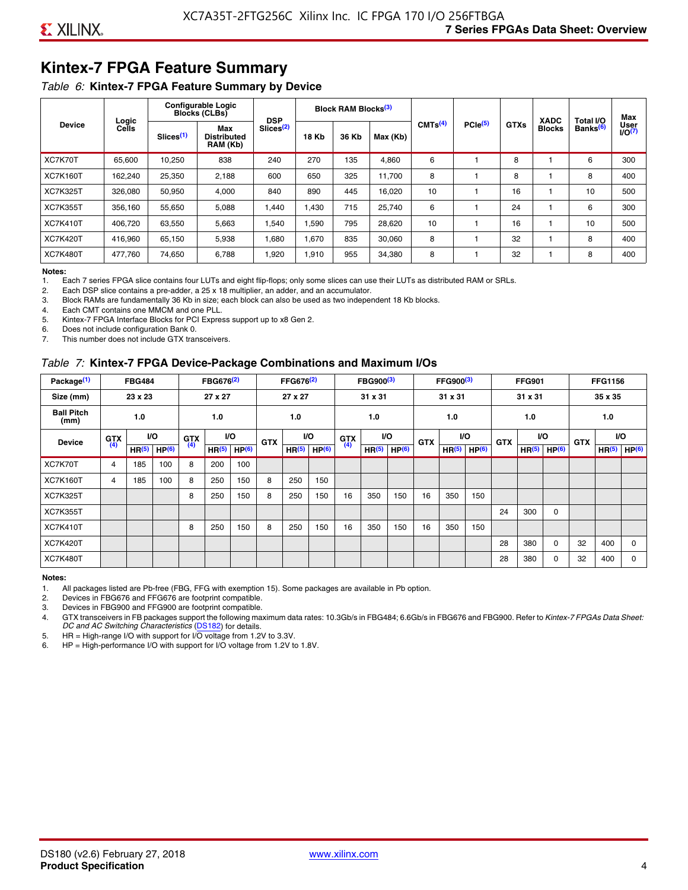# Kintex-7 FPGA Feature Summary

*Table 6:* **Kintex-7 FPGA Feature Summary by Device**

| Device | Logic Cells | Configurable Logic Blocks (CLBs) | | DSP Slices[(2)] | Block RAM Blocks[(3)] | | | CMTs[(4)] | PCIe[(5)] | GTXs | XADC Blocks | Total I/O Banks[(6)] | Max User I/O[(7)] |
|---|---|---|---|---|---|---|---|---|---|---|---|---|---|
| | | Slices[(1)] | Max Distributed RAM (Kb) | | 18 Kb | 36 Kb | Max (Kb) | | | | | | |
| XC7K70T | 65,600 | 10,250 | 838 | 240 | 270 | 135 | 4,860 | 6 | 1 | 8 | 1 | 6 | 300 |
| XC7K160T | 162,240 | 25,350 | 2,188 | 600 | 650 | 325 | 11,700 | 8 | 1 | 8 | 1 | 8 | 400 |
| XC7K325T | 326,080 | 50,950 | 4,000 | 840 | 890 | 445 | 16,020 | 10 | 1 | 16 | 1 | 10 | 500 |
| XC7K355T | 356,160 | 55,650 | 5,088 | 1,440 | 1,430 | 715 | 25,740 | 6 | 1 | 24 | 1 | 6 | 300 |
| XC7K410T | 406,720 | 63,550 | 5,663 | 1,540 | 1,590 | 795 | 28,620 | 10 | 1 | 16 | 1 | 10 | 500 |
| XC7K420T | 416,960 | 65,150 | 5,938 | 1,680 | 1,670 | 835 | 30,060 | 8 | 1 | 32 | 1 | 8 | 400 |
| XC7K480T | 477,760 | 74,650 | 6,788 | 1,920 | 1,910 | 955 | 34,380 | 8 | 1 | 32 | 1 | 8 | 400 |

**Notes:**

1. Each 7 series FPGA slice contains four LUTs and eight flip-flops; only some slices can use their LUTs as distributed RAM or SRLs.
2. Each DSP slice contains a pre-adder, a 25 x 18 multiplier, an adder, and an accumulator.
3. Block RAMs are fundamentally 36 Kb in size; each block can also be used as two independent 18 Kb blocks.
4. Each CMT contains one MMCM and one PLL.
5. Kintex-7 FPGA Interface Blocks for PCI Express support up to x8 Gen 2.
6. Does not include configuration Bank 0.
7. This number does not include GTX transceivers.

*Table 7:* **Kintex-7 FPGA Device-Package Combinations and Maximum I/Os**

| Package[(1)] | FBG484 | | | FBG676[(2)] | | | FFG676[(2)] | | | FBG900[(3)] | | | FFG900[(3)] | | | FFG901 | | | FFG1156 | | |
|---|---|---|---|---|---|---|---|---|---|---|---|---|---|---|---|---|---|---|---|---|---|
| Size (mm) | 23 x 23 | | | 27 x 27 | | | 27 x 27 | | | 31 x 31 | | | 31 x 31 | | | 31 x 31 | | | 35 x 35 | | |
| Ball Pitch (mm) | 1.0 | | | 1.0 | | | 1.0 | | | 1.0 | | | 1.0 | | | 1.0 | | | 1.0 | | |
| Device | GTX[(4)] | I/O | | GTX[(4)] | I/O | | GTX | I/O | | GTX[(4)] | I/O | | GTX | I/O | | GTX | I/O | | GTX | I/O | |
| | | HR[(5)] | HP[(6)] | | HR[(5)] | HP[(6)] | | HR[(5)] | HP[(6)] | | HR[(5)] | HP[(6)] | | HR[(5)] | HP[(6)] | | HR[(5)] | HP[(6)] | | HR[(5)] | HP[(6)] |
| XC7K70T | 4 | 185 | 100 | 8 | 200 | 100 | | | | | | | | | | | | | | | |
| XC7K160T | 4 | 185 | 100 | 8 | 250 | 150 | 8 | 250 | 150 | | | | | | | | | | | | |
| XC7K325T | | | | 8 | 250 | 150 | 8 | 250 | 150 | 16 | 350 | 150 | 16 | 350 | 150 | | | | | | |
| XC7K355T | | | | | | | | | | | | | | | | 24 | 300 | 0 | | | |
| XC7K410T | | | | 8 | 250 | 150 | 8 | 250 | 150 | 16 | 350 | 150 | 16 | 350 | 150 | | | | | | |
| XC7K420T | | | | | | | | | | | | | | | | 28 | 380 | 0 | 32 | 400 | 0 |
| XC7K480T | | | | | | | | | | | | | | | | 28 | 380 | 0 | 32 | 400 | 0 |

**Notes:**

1. All packages listed are Pb-free (FBG, FFG with exemption 15). Some packages are available in Pb option.
2. Devices in FBG676 and FFG676 are footprint compatible.
3. Devices in FBG900 and FFG900 are footprint compatible.
4. GTX transceivers in FB packages support the following maximum data rates: 10.3Gb/s in FBG484; 6.6Gb/s in FBG676 and FBG900. Refer to *Kintex-7 FPGAs Data Sheet: DC and AC Switching Characteristics* (DS182) for details.
5. HR = High-range I/O with support for I/O voltage from 1.2V to 3.3V.
6. HP = High-performance I/O with support for I/O voltage from 1.2V to 1.8V.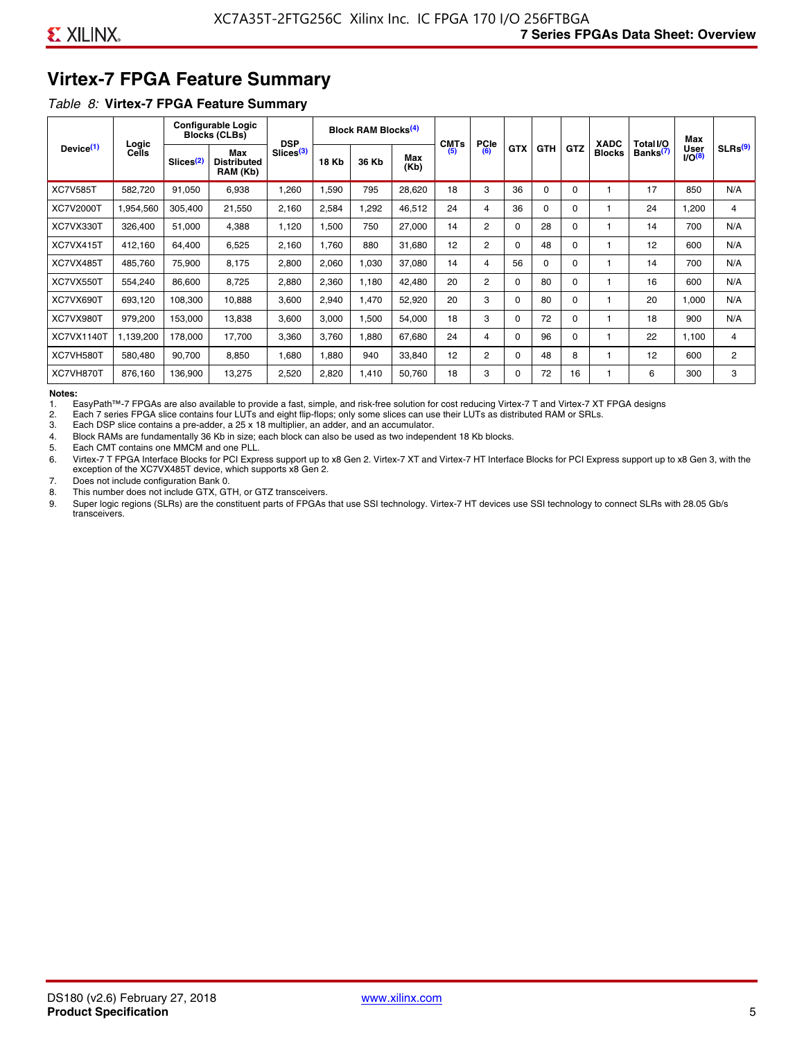## Virtex-7 FPGA Feature Summary

*Table 8:* **Virtex-7 FPGA Feature Summary**

| Device[(1)] | Logic Cells | Configurable Logic Blocks (CLBs) | | DSP Slices[(3)] | Block RAM Blocks[(4)] | | | CMTs [(5)] | PCIe [(6)] | GTX | GTH | GTZ | XADC Blocks | Total I/O Banks[(7)] | Max User I/O[(8)] | SLRs[(9)] |
|---|---|---|---|---|---|---|---|---|---|---|---|---|---|---|---|---|
| | | Slices[(2)] | Max Distributed RAM (Kb) | | 18 Kb | 36 Kb | Max (Kb) | | | | | | | | | |
| XC7V585T | 582,720 | 91,050 | 6,938 | 1,260 | 1,590 | 795 | 28,620 | 18 | 3 | 36 | 0 | 0 | 1 | 17 | 850 | N/A |
| XC7V2000T | 1,954,560 | 305,400 | 21,550 | 2,160 | 2,584 | 1,292 | 46,512 | 24 | 4 | 36 | 0 | 0 | 1 | 24 | 1,200 | 4 |
| XC7VX330T | 326,400 | 51,000 | 4,388 | 1,120 | 1,500 | 750 | 27,000 | 14 | 2 | 0 | 28 | 0 | 1 | 14 | 700 | N/A |
| XC7VX415T | 412,160 | 64,400 | 6,525 | 2,160 | 1,760 | 880 | 31,680 | 12 | 2 | 0 | 48 | 0 | 1 | 12 | 600 | N/A |
| XC7VX485T | 485,760 | 75,900 | 8,175 | 2,800 | 2,060 | 1,030 | 37,080 | 14 | 4 | 56 | 0 | 0 | 1 | 14 | 700 | N/A |
| XC7VX550T | 554,240 | 86,600 | 8,725 | 2,880 | 2,360 | 1,180 | 42,480 | 20 | 2 | 0 | 80 | 0 | 1 | 16 | 600 | N/A |
| XC7VX690T | 693,120 | 108,300 | 10,888 | 3,600 | 2,940 | 1,470 | 52,920 | 20 | 3 | 0 | 80 | 0 | 1 | 20 | 1,000 | N/A |
| XC7VX980T | 979,200 | 153,000 | 13,838 | 3,600 | 3,000 | 1,500 | 54,000 | 18 | 3 | 0 | 72 | 0 | 1 | 18 | 900 | N/A |
| XC7VX1140T | 1,139,200 | 178,000 | 17,700 | 3,360 | 3,760 | 1,880 | 67,680 | 24 | 4 | 0 | 96 | 0 | 1 | 22 | 1,100 | 4 |
| XC7VH580T | 580,480 | 90,700 | 8,850 | 1,680 | 1,880 | 940 | 33,840 | 12 | 2 | 0 | 48 | 8 | 1 | 12 | 600 | 2 |
| XC7VH870T | 876,160 | 136,900 | 13,275 | 2,520 | 2,820 | 1,410 | 50,760 | 18 | 3 | 0 | 72 | 16 | 1 | 6 | 300 | 3 |

**Notes:**

1. EasyPath™-7 FPGAs are also available to provide a fast, simple, and risk-free solution for cost reducing Virtex-7 T and Virtex-7 XT FPGA designs
2. Each 7 series FPGA slice contains four LUTs and eight flip-flops; only some slices can use their LUTs as distributed RAM or SRLs.
3. Each DSP slice contains a pre-adder, a 25 x 18 multiplier, an adder, and an accumulator.
4. Block RAMs are fundamentally 36 Kb in size; each block can also be used as two independent 18 Kb blocks.
5. Each CMT contains one MMCM and one PLL.
6. Virtex-7 T FPGA Interface Blocks for PCI Express support up to x8 Gen 2. Virtex-7 XT and Virtex-7 HT Interface Blocks for PCI Express support up to x8 Gen 3, with the exception of the XC7VX485T device, which supports x8 Gen 2.
7. Does not include configuration Bank 0.
8. This number does not include GTX, GTH, or GTZ transceivers.
9. Super logic regions (SLRs) are the constituent parts of FPGAs that use SSI technology. Virtex-7 HT devices use SSI technology to connect SLRs with 28.05 Gb/s transceivers.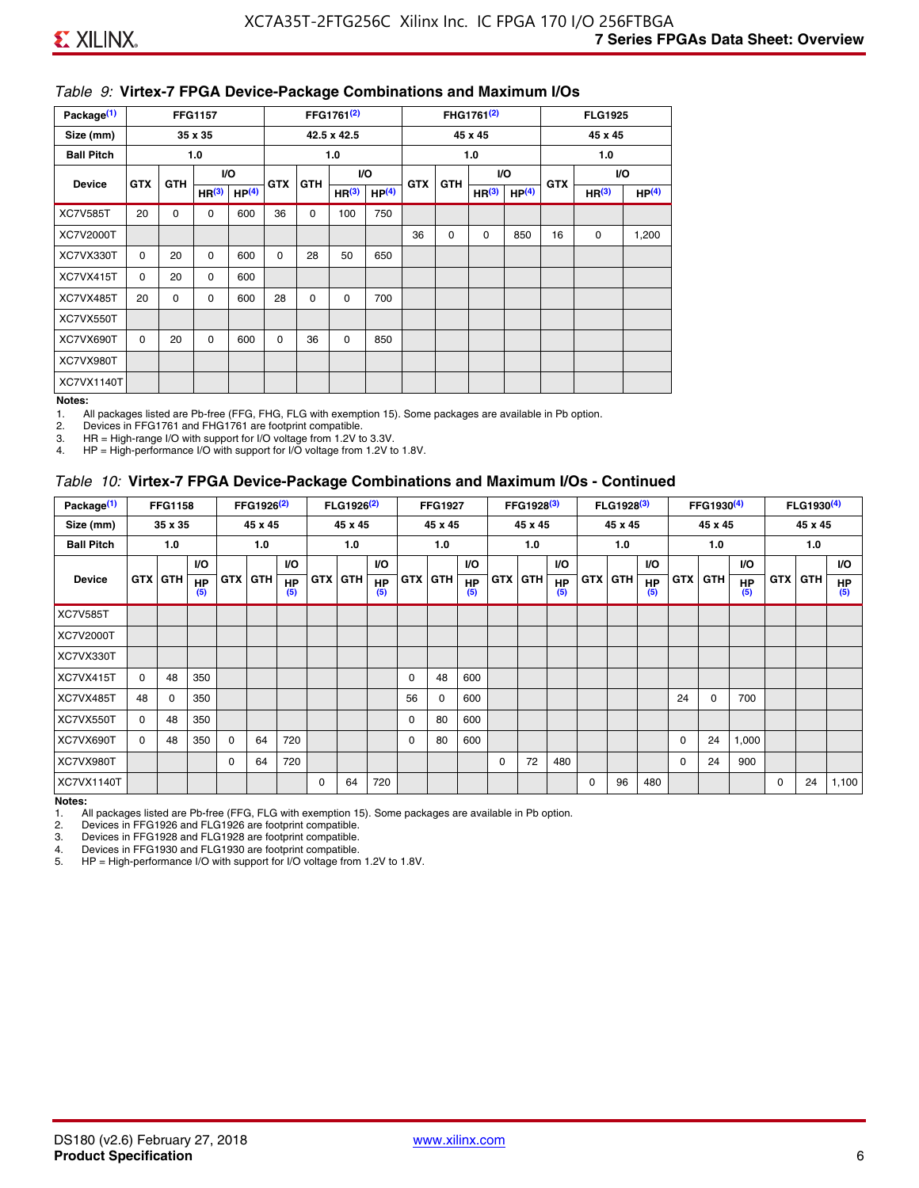*Table 9:* **Virtex-7 FPGA Device-Package Combinations and Maximum I/Os**

| Package(1) | FFG1157 | | | | FFG1761(2) | | | | FHG1761(2) | | | | FLG1925 | | |
|---|---|---|---|---|---|---|---|---|---|---|---|---|---|---|---|
| Size (mm) | 35 x 35 | | | | 42.5 x 42.5 | | | | 45 x 45 | | | | 45 x 45 | | |
| Ball Pitch | 1.0 | | | | 1.0 | | | | 1.0 | | | | 1.0 | | |
| Device | GTX | GTH | I/O | | GTX | GTH | I/O | | GTX | GTH | I/O | | GTX | I/O | |
| | | | HR(3) | HP(4) | | | HR(3) | HP(4) | | | HR(3) | HP(4) | | HR(3) | HP(4) |
| XC7V585T | 20 | 0 | 0 | 600 | 36 | 0 | 100 | 750 | | | | | | | |
| XC7V2000T | | | | | | | | | 36 | 0 | 0 | 850 | 16 | 0 | 1,200 |
| XC7VX330T | 0 | 20 | 0 | 600 | 0 | 28 | 50 | 650 | | | | | | | |
| XC7VX415T | 0 | 20 | 0 | 600 | | | | | | | | | | | |
| XC7VX485T | 20 | 0 | 0 | 600 | 28 | 0 | 0 | 700 | | | | | | | |
| XC7VX550T | | | | | | | | | | | | | | | |
| XC7VX690T | 0 | 20 | 0 | 600 | 0 | 36 | 0 | 850 | | | | | | | |
| XC7VX980T | | | | | | | | | | | | | | | |
| XC7VX1140T | | | | | | | | | | | | | | | |

**Notes:**

1. All packages listed are Pb-free (FFG, FHG, FLG with exemption 15). Some packages are available in Pb option.
2. Devices in FFG1761 and FHG1761 are footprint compatible.
3. HR = High-range I/O with support for I/O voltage from 1.2V to 3.3V.
4. HP = High-performance I/O with support for I/O voltage from 1.2V to 1.8V.

*Table 10:* **Virtex-7 FPGA Device-Package Combinations and Maximum I/Os - Continued**

| Package(1) | FFG1158 | | | FFG1926(2) | | | FLG1926(2) | | | FFG1927 | | | FFG1928(3) | | | FLG1928(3) | | | FFG1930(4) | | | FLG1930(4) | | |
|---|---|---|---|---|---|---|---|---|---|---|---|---|---|---|---|---|---|---|---|---|---|---|---|---|
| Size (mm) | 35 x 35 | | | 45 x 45 | | | 45 x 45 | | | 45 x 45 | | | 45 x 45 | | | 45 x 45 | | | 45 x 45 | | | 45 x 45 | | |
| Ball Pitch | 1.0 | | | 1.0 | | | 1.0 | | | 1.0 | | | 1.0 | | | 1.0 | | | 1.0 | | | 1.0 | | |
| Device | GTX | GTH | I/O | GTX | GTH | I/O | GTX | GTH | I/O | GTX | GTH | I/O | GTX | GTH | I/O | GTX | GTH | I/O | GTX | GTH | I/O | GTX | GTH | I/O |
| | | | HP (5) | | | HP (5) | | | HP (5) | | | HP (5) | | | HP (5) | | | HP (5) | | | HP (5) | | | HP (5) |
| XC7V585T | | | | | | | | | | | | | | | | | | | | | | | | |
| XC7V2000T | | | | | | | | | | | | | | | | | | | | | | | | |
| XC7VX330T | | | | | | | | | | | | | | | | | | | | | | | | |
| XC7VX415T | 0 | 48 | 350 | | | | | | | 0 | 48 | 600 | | | | | | | | | | | | |
| XC7VX485T | 48 | 0 | 350 | | | | | | | 56 | 0 | 600 | | | | | | | 24 | 0 | 700 | | | |
| XC7VX550T | 0 | 48 | 350 | | | | | | | 0 | 80 | 600 | | | | | | | | | | | | |
| XC7VX690T | 0 | 48 | 350 | 0 | 64 | 720 | | | | 0 | 80 | 600 | | | | | | | 0 | 24 | 1,000 | | | |
| XC7VX980T | | | | 0 | 64 | 720 | | | | | | | 0 | 72 | 480 | | | | 0 | 24 | 900 | | | |
| XC7VX1140T | | | | | | | 0 | 64 | 720 | | | | | | | 0 | 96 | 480 | | | | 0 | 24 | 1,100 |

**Notes:**

1. All packages listed are Pb-free (FFG, FLG with exemption 15). Some packages are available in Pb option.
2. Devices in FFG1926 and FLG1926 are footprint compatible.
3. Devices in FFG1928 and FLG1928 are footprint compatible.
4. Devices in FFG1930 and FLG1930 are footprint compatible.
5. HP = High-performance I/O with support for I/O voltage from 1.2V to 1.8V.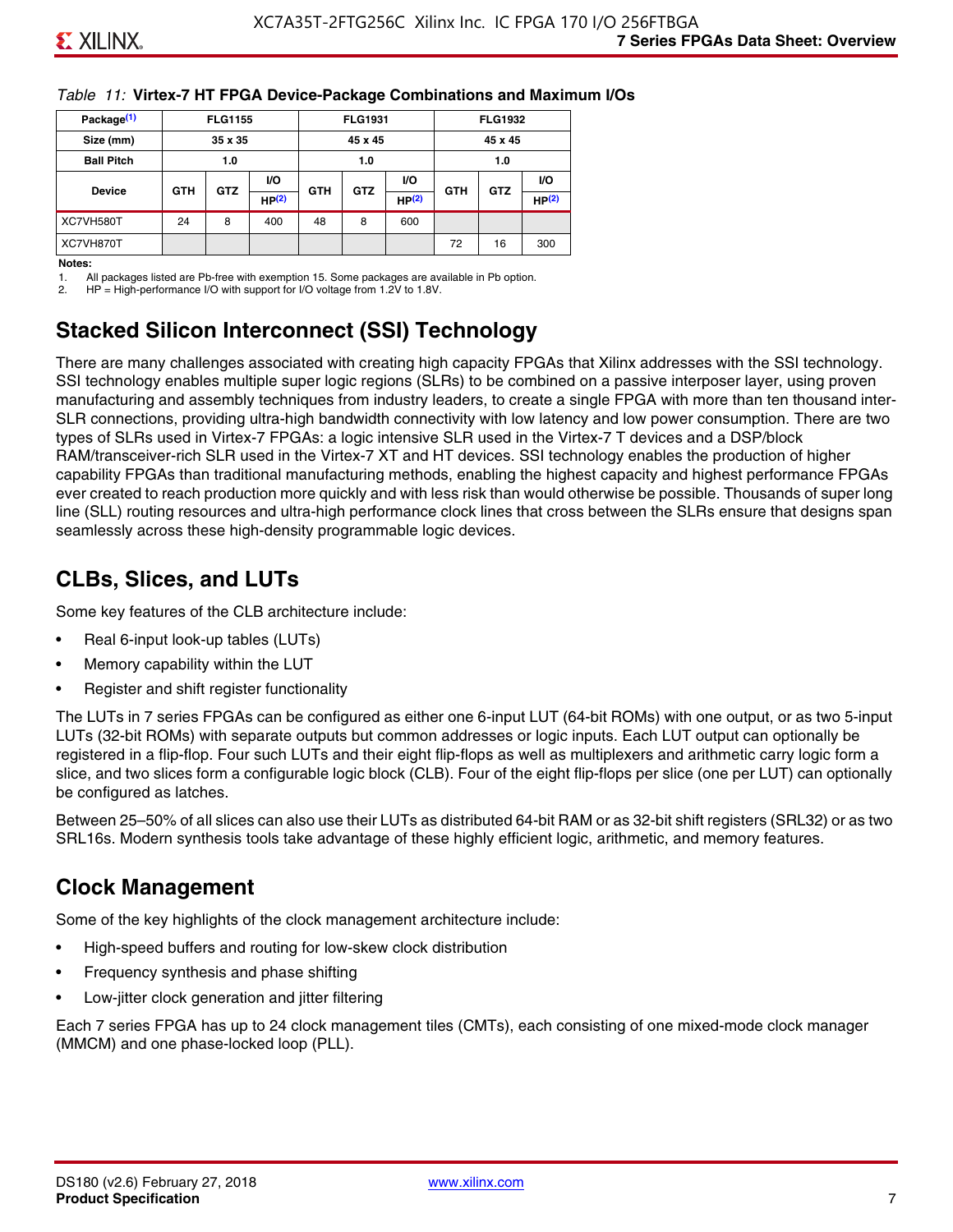*Table 11:* **Virtex-7 HT FPGA Device-Package Combinations and Maximum I/Os**

| Package[(1)] | FLG1155 | | | FLG1931 | | | FLG1932 | | |
|---|---|---|---|---|---|---|---|---|---|
| Size (mm) | 35 x 35 | | | 45 x 45 | | | 45 x 45 | | |
| Ball Pitch | 1.0 | | | 1.0 | | | 1.0 | | |
| Device | GTH | GTZ | I/O HP[(2)] | GTH | GTZ | I/O HP[(2)] | GTH | GTZ | I/O HP[(2)] |
| XC7VH580T | 24 | 8 | 400 | 48 | 8 | 600 | | | |
| XC7VH870T | | | | | | | 72 | 16 | 300 |

**Notes:**

1. All packages listed are Pb-free with exemption 15. Some packages are available in Pb option.
2. HP = High-performance I/O with support for I/O voltage from 1.2V to 1.8V.

## Stacked Silicon Interconnect (SSI) Technology

There are many challenges associated with creating high capacity FPGAs that Xilinx addresses with the SSI technology. SSI technology enables multiple super logic regions (SLRs) to be combined on a passive interposer layer, using proven manufacturing and assembly techniques from industry leaders, to create a single FPGA with more than ten thousand inter-SLR connections, providing ultra-high bandwidth connectivity with low latency and low power consumption. There are two types of SLRs used in Virtex-7 FPGAs: a logic intensive SLR used in the Virtex-7 T devices and a DSP/block RAM/transceiver-rich SLR used in the Virtex-7 XT and HT devices. SSI technology enables the production of higher capability FPGAs than traditional manufacturing methods, enabling the highest capacity and highest performance FPGAs ever created to reach production more quickly and with less risk than would otherwise be possible. Thousands of super long line (SLL) routing resources and ultra-high performance clock lines that cross between the SLRs ensure that designs span seamlessly across these high-density programmable logic devices.

## CLBs, Slices, and LUTs

Some key features of the CLB architecture include:

- Real 6-input look-up tables (LUTs)
- Memory capability within the LUT
- Register and shift register functionality

The LUTs in 7 series FPGAs can be configured as either one 6-input LUT (64-bit ROMs) with one output, or as two 5-input LUTs (32-bit ROMs) with separate outputs but common addresses or logic inputs. Each LUT output can optionally be registered in a flip-flop. Four such LUTs and their eight flip-flops as well as multiplexers and arithmetic carry logic form a slice, and two slices form a configurable logic block (CLB). Four of the eight flip-flops per slice (one per LUT) can optionally be configured as latches.

Between 25–50% of all slices can also use their LUTs as distributed 64-bit RAM or as 32-bit shift registers (SRL32) or as two SRL16s. Modern synthesis tools take advantage of these highly efficient logic, arithmetic, and memory features.

## Clock Management

Some of the key highlights of the clock management architecture include:

- High-speed buffers and routing for low-skew clock distribution
- Frequency synthesis and phase shifting
- Low-jitter clock generation and jitter filtering

Each 7 series FPGA has up to 24 clock management tiles (CMTs), each consisting of one mixed-mode clock manager (MMCM) and one phase-locked loop (PLL).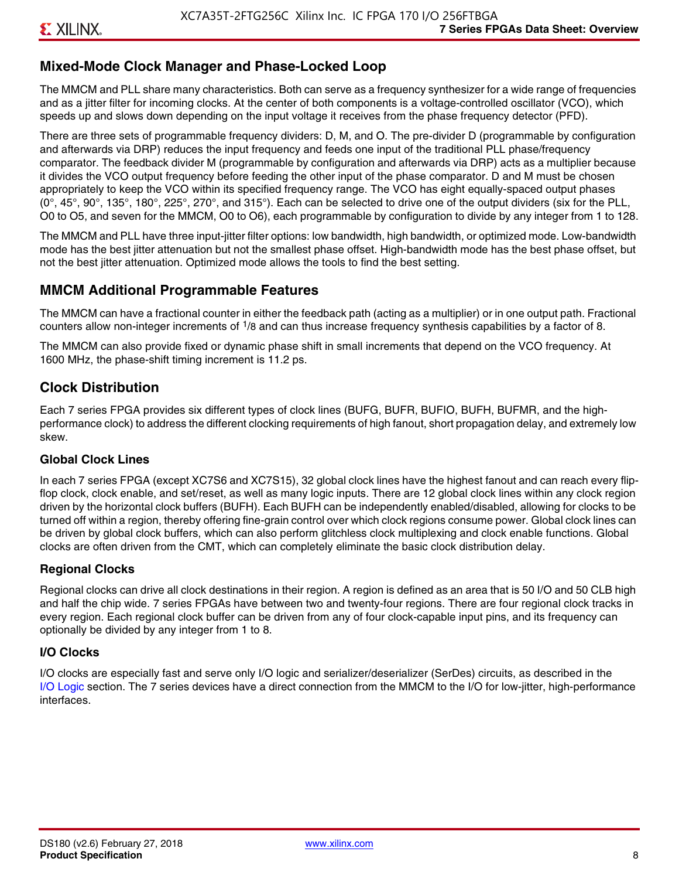## Mixed-Mode Clock Manager and Phase-Locked Loop

The MMCM and PLL share many characteristics. Both can serve as a frequency synthesizer for a wide range of frequencies and as a jitter filter for incoming clocks. At the center of both components is a voltage-controlled oscillator (VCO), which speeds up and slows down depending on the input voltage it receives from the phase frequency detector (PFD).

There are three sets of programmable frequency dividers: D, M, and O. The pre-divider D (programmable by configuration and afterwards via DRP) reduces the input frequency and feeds one input of the traditional PLL phase/frequency comparator. The feedback divider M (programmable by configuration and afterwards via DRP) acts as a multiplier because it divides the VCO output frequency before feeding the other input of the phase comparator. D and M must be chosen appropriately to keep the VCO within its specified frequency range. The VCO has eight equally-spaced output phases (0°, 45°, 90°, 135°, 180°, 225°, 270°, and 315°). Each can be selected to drive one of the output dividers (six for the PLL, O0 to O5, and seven for the MMCM, O0 to O6), each programmable by configuration to divide by any integer from 1 to 128.

The MMCM and PLL have three input-jitter filter options: low bandwidth, high bandwidth, or optimized mode. Low-bandwidth mode has the best jitter attenuation but not the smallest phase offset. High-bandwidth mode has the best phase offset, but not the best jitter attenuation. Optimized mode allows the tools to find the best setting.

## MMCM Additional Programmable Features

The MMCM can have a fractional counter in either the feedback path (acting as a multiplier) or in one output path. Fractional counters allow non-integer increments of $^1/_8$ and can thus increase frequency synthesis capabilities by a factor of 8.

The MMCM can also provide fixed or dynamic phase shift in small increments that depend on the VCO frequency. At 1600 MHz, the phase-shift timing increment is 11.2 ps.

## Clock Distribution

Each 7 series FPGA provides six different types of clock lines (BUFG, BUFR, BUFIO, BUFH, BUFMR, and the high-performance clock) to address the different clocking requirements of high fanout, short propagation delay, and extremely low skew.

### Global Clock Lines

In each 7 series FPGA (except XC7S6 and XC7S15), 32 global clock lines have the highest fanout and can reach every flip-flop clock, clock enable, and set/reset, as well as many logic inputs. There are 12 global clock lines within any clock region driven by the horizontal clock buffers (BUFH). Each BUFH can be independently enabled/disabled, allowing for clocks to be turned off within a region, thereby offering fine-grain control over which clock regions consume power. Global clock lines can be driven by global clock buffers, which can also perform glitchless clock multiplexing and clock enable functions. Global clocks are often driven from the CMT, which can completely eliminate the basic clock distribution delay.

### Regional Clocks

Regional clocks can drive all clock destinations in their region. A region is defined as an area that is 50 I/O and 50 CLB high and half the chip wide. 7 series FPGAs have between two and twenty-four regions. There are four regional clock tracks in every region. Each regional clock buffer can be driven from any of four clock-capable input pins, and its frequency can optionally be divided by any integer from 1 to 8.

### I/O Clocks

I/O clocks are especially fast and serve only I/O logic and serializer/deserializer (SerDes) circuits, as described in the I/O Logic section. The 7 series devices have a direct connection from the MMCM to the I/O for low-jitter, high-performance interfaces.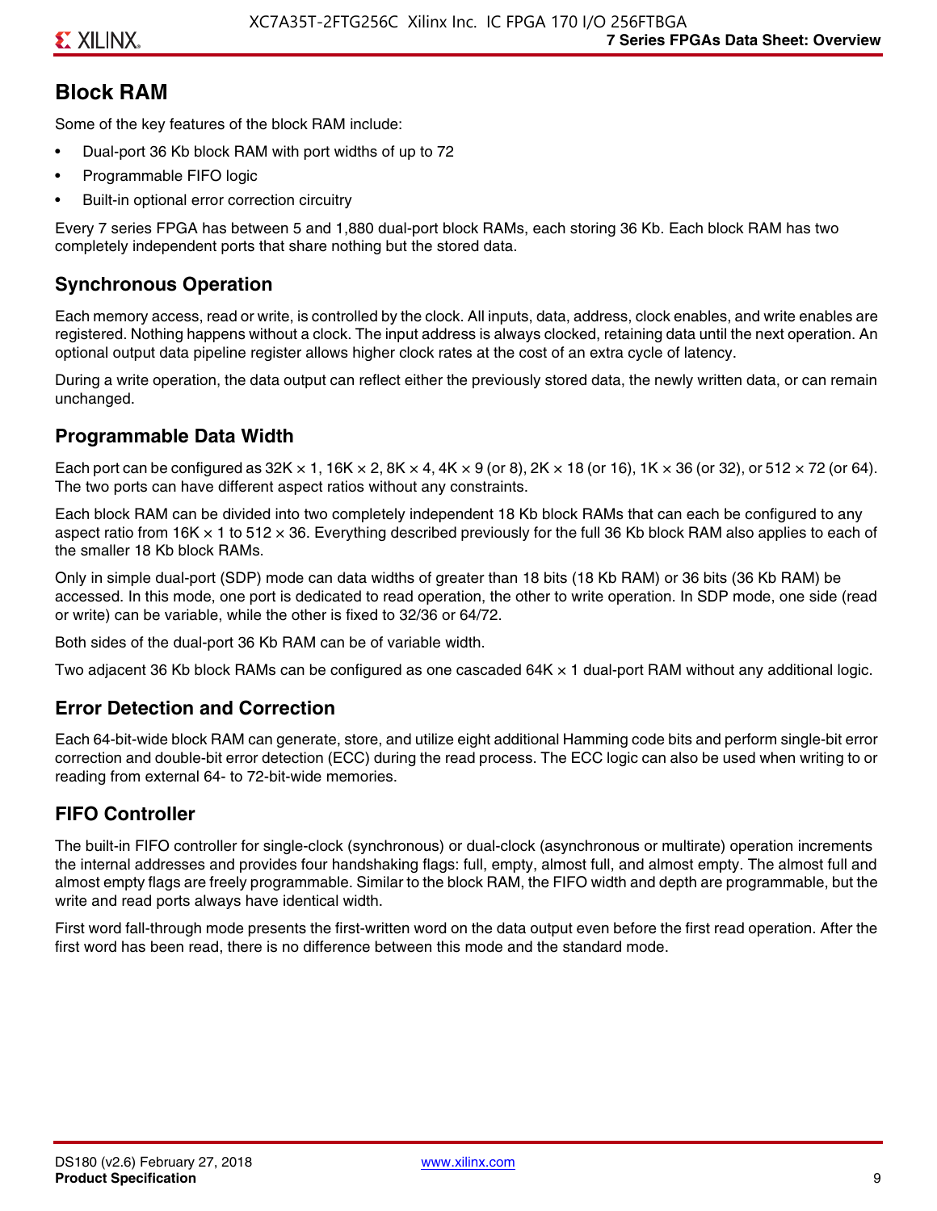## Block RAM

Some of the key features of the block RAM include:

- Dual-port 36 Kb block RAM with port widths of up to 72
- Programmable FIFO logic
- Built-in optional error correction circuitry

Every 7 series FPGA has between 5 and 1,880 dual-port block RAMs, each storing 36 Kb. Each block RAM has two completely independent ports that share nothing but the stored data.

### Synchronous Operation

Each memory access, read or write, is controlled by the clock. All inputs, data, address, clock enables, and write enables are registered. Nothing happens without a clock. The input address is always clocked, retaining data until the next operation. An optional output data pipeline register allows higher clock rates at the cost of an extra cycle of latency.

During a write operation, the data output can reflect either the previously stored data, the newly written data, or can remain unchanged.

### Programmable Data Width

Each port can be configured as 32K × 1, 16K × 2, 8K × 4, 4K × 9 (or 8), 2K × 18 (or 16), 1K × 36 (or 32), or 512 × 72 (or 64). The two ports can have different aspect ratios without any constraints.

Each block RAM can be divided into two completely independent 18 Kb block RAMs that can each be configured to any aspect ratio from 16K × 1 to 512 × 36. Everything described previously for the full 36 Kb block RAM also applies to each of the smaller 18 Kb block RAMs.

Only in simple dual-port (SDP) mode can data widths of greater than 18 bits (18 Kb RAM) or 36 bits (36 Kb RAM) be accessed. In this mode, one port is dedicated to read operation, the other to write operation. In SDP mode, one side (read or write) can be variable, while the other is fixed to 32/36 or 64/72.

Both sides of the dual-port 36 Kb RAM can be of variable width.

Two adjacent 36 Kb block RAMs can be configured as one cascaded 64K × 1 dual-port RAM without any additional logic.

### Error Detection and Correction

Each 64-bit-wide block RAM can generate, store, and utilize eight additional Hamming code bits and perform single-bit error correction and double-bit error detection (ECC) during the read process. The ECC logic can also be used when writing to or reading from external 64- to 72-bit-wide memories.

### FIFO Controller

The built-in FIFO controller for single-clock (synchronous) or dual-clock (asynchronous or multirate) operation increments the internal addresses and provides four handshaking flags: full, empty, almost full, and almost empty. The almost full and almost empty flags are freely programmable. Similar to the block RAM, the FIFO width and depth are programmable, but the write and read ports always have identical width.

First word fall-through mode presents the first-written word on the data output even before the first read operation. After the first word has been read, there is no difference between this mode and the standard mode.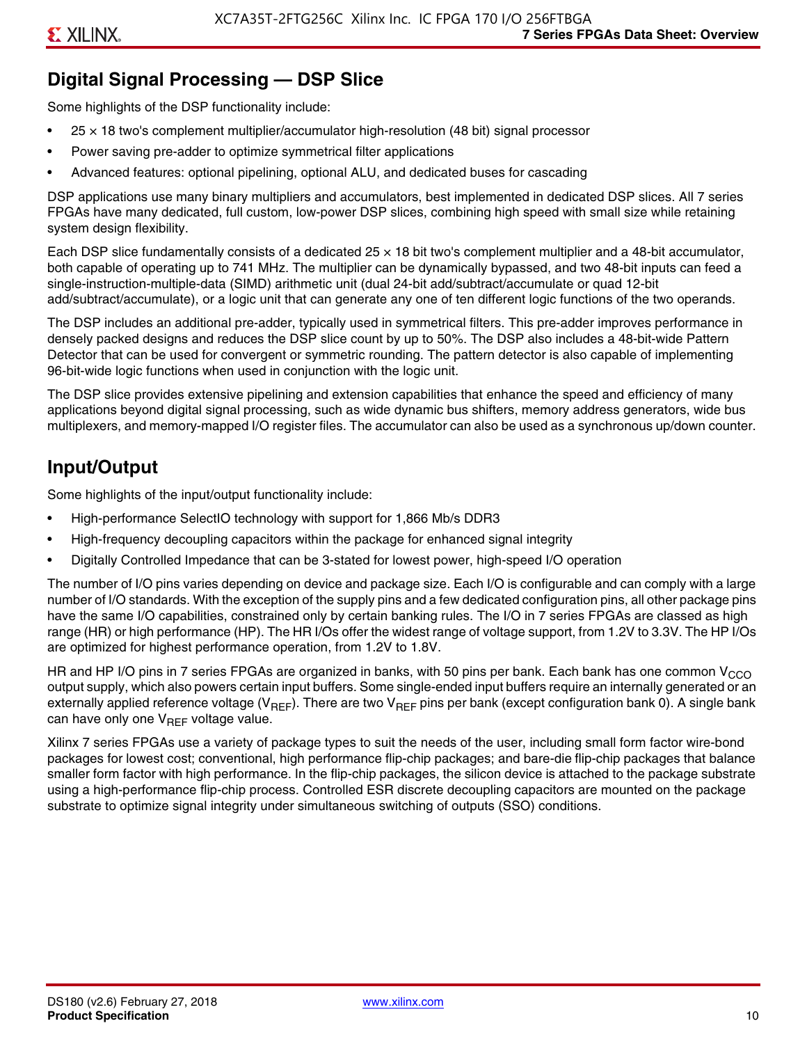## Digital Signal Processing — DSP Slice

Some highlights of the DSP functionality include:

- 25 × 18 two's complement multiplier/accumulator high-resolution (48 bit) signal processor
- Power saving pre-adder to optimize symmetrical filter applications
- Advanced features: optional pipelining, optional ALU, and dedicated buses for cascading

DSP applications use many binary multipliers and accumulators, best implemented in dedicated DSP slices. All 7 series FPGAs have many dedicated, full custom, low-power DSP slices, combining high speed with small size while retaining system design flexibility.

Each DSP slice fundamentally consists of a dedicated 25 × 18 bit two's complement multiplier and a 48-bit accumulator, both capable of operating up to 741 MHz. The multiplier can be dynamically bypassed, and two 48-bit inputs can feed a single-instruction-multiple-data (SIMD) arithmetic unit (dual 24-bit add/subtract/accumulate or quad 12-bit add/subtract/accumulate), or a logic unit that can generate any one of ten different logic functions of the two operands.

The DSP includes an additional pre-adder, typically used in symmetrical filters. This pre-adder improves performance in densely packed designs and reduces the DSP slice count by up to 50%. The DSP also includes a 48-bit-wide Pattern Detector that can be used for convergent or symmetric rounding. The pattern detector is also capable of implementing 96-bit-wide logic functions when used in conjunction with the logic unit.

The DSP slice provides extensive pipelining and extension capabilities that enhance the speed and efficiency of many applications beyond digital signal processing, such as wide dynamic bus shifters, memory address generators, wide bus multiplexers, and memory-mapped I/O register files. The accumulator can also be used as a synchronous up/down counter.

## Input/Output

Some highlights of the input/output functionality include:

- High-performance SelectIO technology with support for 1,866 Mb/s DDR3
- High-frequency decoupling capacitors within the package for enhanced signal integrity
- Digitally Controlled Impedance that can be 3-stated for lowest power, high-speed I/O operation

The number of I/O pins varies depending on device and package size. Each I/O is configurable and can comply with a large number of I/O standards. With the exception of the supply pins and a few dedicated configuration pins, all other package pins have the same I/O capabilities, constrained only by certain banking rules. The I/O in 7 series FPGAs are classed as high range (HR) or high performance (HP). The HR I/Os offer the widest range of voltage support, from 1.2V to 3.3V. The HP I/Os are optimized for highest performance operation, from 1.2V to 1.8V.

HR and HP I/O pins in 7 series FPGAs are organized in banks, with 50 pins per bank. Each bank has one common $V_{CCO}$ output supply, which also powers certain input buffers. Some single-ended input buffers require an internally generated or an externally applied reference voltage ($V_{REF}$). There are two $V_{REF}$ pins per bank (except configuration bank 0). A single bank can have only one $V_{REF}$ voltage value.

Xilinx 7 series FPGAs use a variety of package types to suit the needs of the user, including small form factor wire-bond packages for lowest cost; conventional, high performance flip-chip packages; and bare-die flip-chip packages that balance smaller form factor with high performance. In the flip-chip packages, the silicon device is attached to the package substrate using a high-performance flip-chip process. Controlled ESR discrete decoupling capacitors are mounted on the package substrate to optimize signal integrity under simultaneous switching of outputs (SSO) conditions.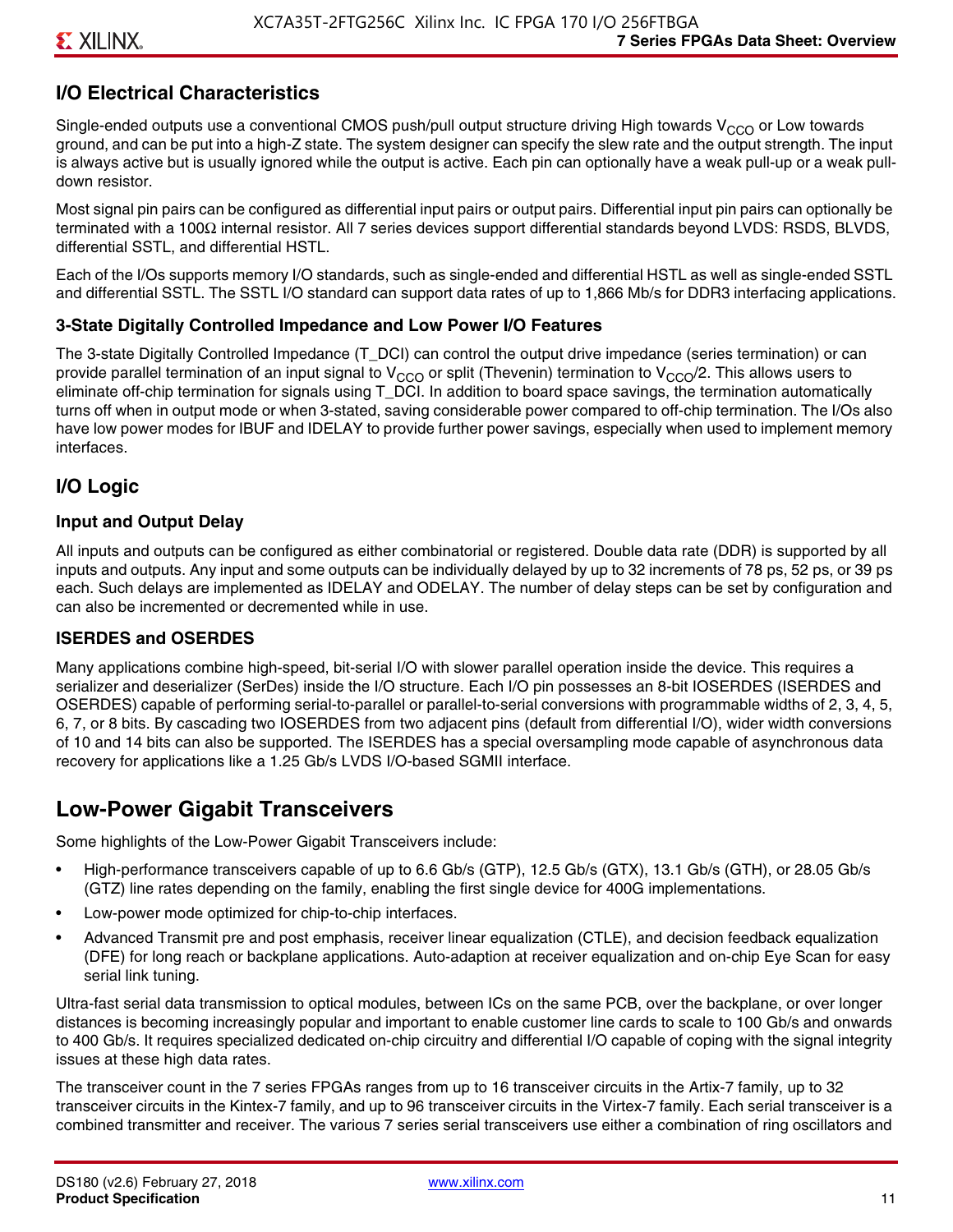## I/O Electrical Characteristics

Single-ended outputs use a conventional CMOS push/pull output structure driving High towards $V_{CCO}$ or Low towards ground, and can be put into a high-Z state. The system designer can specify the slew rate and the output strength. The input is always active but is usually ignored while the output is active. Each pin can optionally have a weak pull-up or a weak pull-down resistor.

Most signal pin pairs can be configured as differential input pairs or output pairs. Differential input pin pairs can optionally be terminated with a 100Ω internal resistor. All 7 series devices support differential standards beyond LVDS: RSDS, BLVDS, differential SSTL, and differential HSTL.

Each of the I/Os supports memory I/O standards, such as single-ended and differential HSTL as well as single-ended SSTL and differential SSTL. The SSTL I/O standard can support data rates of up to 1,866 Mb/s for DDR3 interfacing applications.

### 3-State Digitally Controlled Impedance and Low Power I/O Features

The 3-state Digitally Controlled Impedance (T_DCI) can control the output drive impedance (series termination) or can provide parallel termination of an input signal to $V_{CCO}$ or split (Thevenin) termination to $V_{CCO}/2$. This allows users to eliminate off-chip termination for signals using T_DCI. In addition to board space savings, the termination automatically turns off when in output mode or when 3-stated, saving considerable power compared to off-chip termination. The I/Os also have low power modes for IBUF and IDELAY to provide further power savings, especially when used to implement memory interfaces.

## I/O Logic

### Input and Output Delay

All inputs and outputs can be configured as either combinatorial or registered. Double data rate (DDR) is supported by all inputs and outputs. Any input and some outputs can be individually delayed by up to 32 increments of 78 ps, 52 ps, or 39 ps each. Such delays are implemented as IDELAY and ODELAY. The number of delay steps can be set by configuration and can also be incremented or decremented while in use.

### ISERDES and OSERDES

Many applications combine high-speed, bit-serial I/O with slower parallel operation inside the device. This requires a serializer and deserializer (SerDes) inside the I/O structure. Each I/O pin possesses an 8-bit IOSERDES (ISERDES and OSERDES) capable of performing serial-to-parallel or parallel-to-serial conversions with programmable widths of 2, 3, 4, 5, 6, 7, or 8 bits. By cascading two IOSERDES from two adjacent pins (default from differential I/O), wider width conversions of 10 and 14 bits can also be supported. The ISERDES has a special oversampling mode capable of asynchronous data recovery for applications like a 1.25 Gb/s LVDS I/O-based SGMII interface.

# Low-Power Gigabit Transceivers

Some highlights of the Low-Power Gigabit Transceivers include:

- High-performance transceivers capable of up to 6.6 Gb/s (GTP), 12.5 Gb/s (GTX), 13.1 Gb/s (GTH), or 28.05 Gb/s (GTZ) line rates depending on the family, enabling the first single device for 400G implementations.
- Low-power mode optimized for chip-to-chip interfaces.
- Advanced Transmit pre and post emphasis, receiver linear equalization (CTLE), and decision feedback equalization (DFE) for long reach or backplane applications. Auto-adaption at receiver equalization and on-chip Eye Scan for easy serial link tuning.

Ultra-fast serial data transmission to optical modules, between ICs on the same PCB, over the backplane, or over longer distances is becoming increasingly popular and important to enable customer line cards to scale to 100 Gb/s and onwards to 400 Gb/s. It requires specialized dedicated on-chip circuitry and differential I/O capable of coping with the signal integrity issues at these high data rates.

The transceiver count in the 7 series FPGAs ranges from up to 16 transceiver circuits in the Artix-7 family, up to 32 transceiver circuits in the Kintex-7 family, and up to 96 transceiver circuits in the Virtex-7 family. Each serial transceiver is a combined transmitter and receiver. The various 7 series serial transceivers use either a combination of ring oscillators and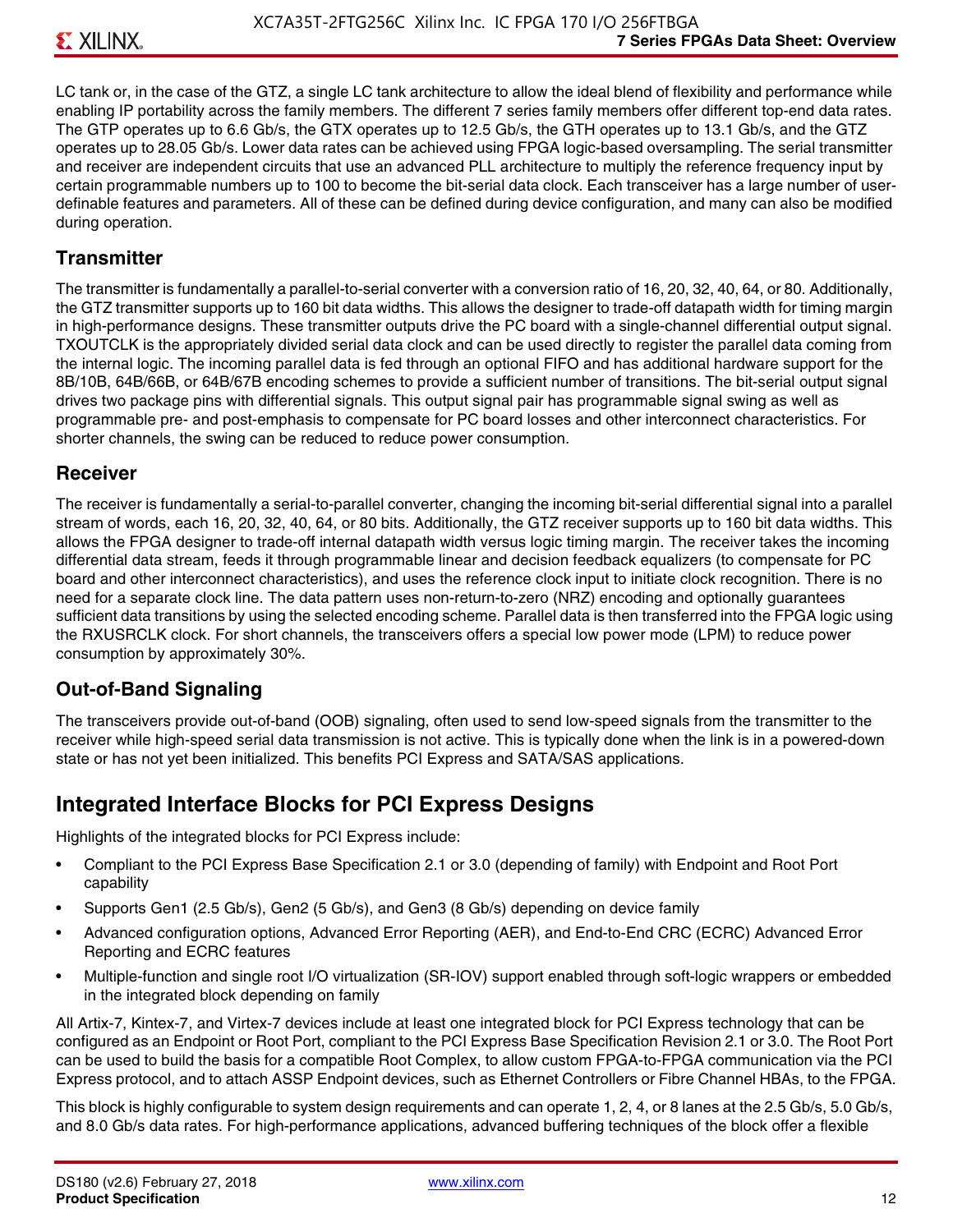LC tank or, in the case of the GTZ, a single LC tank architecture to allow the ideal blend of flexibility and performance while enabling IP portability across the family members. The different 7 series family members offer different top-end data rates. The GTP operates up to 6.6 Gb/s, the GTX operates up to 12.5 Gb/s, the GTH operates up to 13.1 Gb/s, and the GTZ operates up to 28.05 Gb/s. Lower data rates can be achieved using FPGA logic-based oversampling. The serial transmitter and receiver are independent circuits that use an advanced PLL architecture to multiply the reference frequency input by certain programmable numbers up to 100 to become the bit-serial data clock. Each transceiver has a large number of user-definable features and parameters. All of these can be defined during device configuration, and many can also be modified during operation.

### Transmitter

The transmitter is fundamentally a parallel-to-serial converter with a conversion ratio of 16, 20, 32, 40, 64, or 80. Additionally, the GTZ transmitter supports up to 160 bit data widths. This allows the designer to trade-off datapath width for timing margin in high-performance designs. These transmitter outputs drive the PC board with a single-channel differential output signal. TXOUTCLK is the appropriately divided serial data clock and can be used directly to register the parallel data coming from the internal logic. The incoming parallel data is fed through an optional FIFO and has additional hardware support for the 8B/10B, 64B/66B, or 64B/67B encoding schemes to provide a sufficient number of transitions. The bit-serial output signal drives two package pins with differential signals. This output signal pair has programmable signal swing as well as programmable pre- and post-emphasis to compensate for PC board losses and other interconnect characteristics. For shorter channels, the swing can be reduced to reduce power consumption.

### Receiver

The receiver is fundamentally a serial-to-parallel converter, changing the incoming bit-serial differential signal into a parallel stream of words, each 16, 20, 32, 40, 64, or 80 bits. Additionally, the GTZ receiver supports up to 160 bit data widths. This allows the FPGA designer to trade-off internal datapath width versus logic timing margin. The receiver takes the incoming differential data stream, feeds it through programmable linear and decision feedback equalizers (to compensate for PC board and other interconnect characteristics), and uses the reference clock input to initiate clock recognition. There is no need for a separate clock line. The data pattern uses non-return-to-zero (NRZ) encoding and optionally guarantees sufficient data transitions by using the selected encoding scheme. Parallel data is then transferred into the FPGA logic using the RXUSRCLK clock. For short channels, the transceivers offers a special low power mode (LPM) to reduce power consumption by approximately 30%.

### Out-of-Band Signaling

The transceivers provide out-of-band (OOB) signaling, often used to send low-speed signals from the transmitter to the receiver while high-speed serial data transmission is not active. This is typically done when the link is in a powered-down state or has not yet been initialized. This benefits PCI Express and SATA/SAS applications.

## Integrated Interface Blocks for PCI Express Designs

Highlights of the integrated blocks for PCI Express include:

- Compliant to the PCI Express Base Specification 2.1 or 3.0 (depending of family) with Endpoint and Root Port capability
- Supports Gen1 (2.5 Gb/s), Gen2 (5 Gb/s), and Gen3 (8 Gb/s) depending on device family
- Advanced configuration options, Advanced Error Reporting (AER), and End-to-End CRC (ECRC) Advanced Error Reporting and ECRC features
- Multiple-function and single root I/O virtualization (SR-IOV) support enabled through soft-logic wrappers or embedded in the integrated block depending on family

All Artix-7, Kintex-7, and Virtex-7 devices include at least one integrated block for PCI Express technology that can be configured as an Endpoint or Root Port, compliant to the PCI Express Base Specification Revision 2.1 or 3.0. The Root Port can be used to build the basis for a compatible Root Complex, to allow custom FPGA-to-FPGA communication via the PCI Express protocol, and to attach ASSP Endpoint devices, such as Ethernet Controllers or Fibre Channel HBAs, to the FPGA.

This block is highly configurable to system design requirements and can operate 1, 2, 4, or 8 lanes at the 2.5 Gb/s, 5.0 Gb/s, and 8.0 Gb/s data rates. For high-performance applications, advanced buffering techniques of the block offer a flexible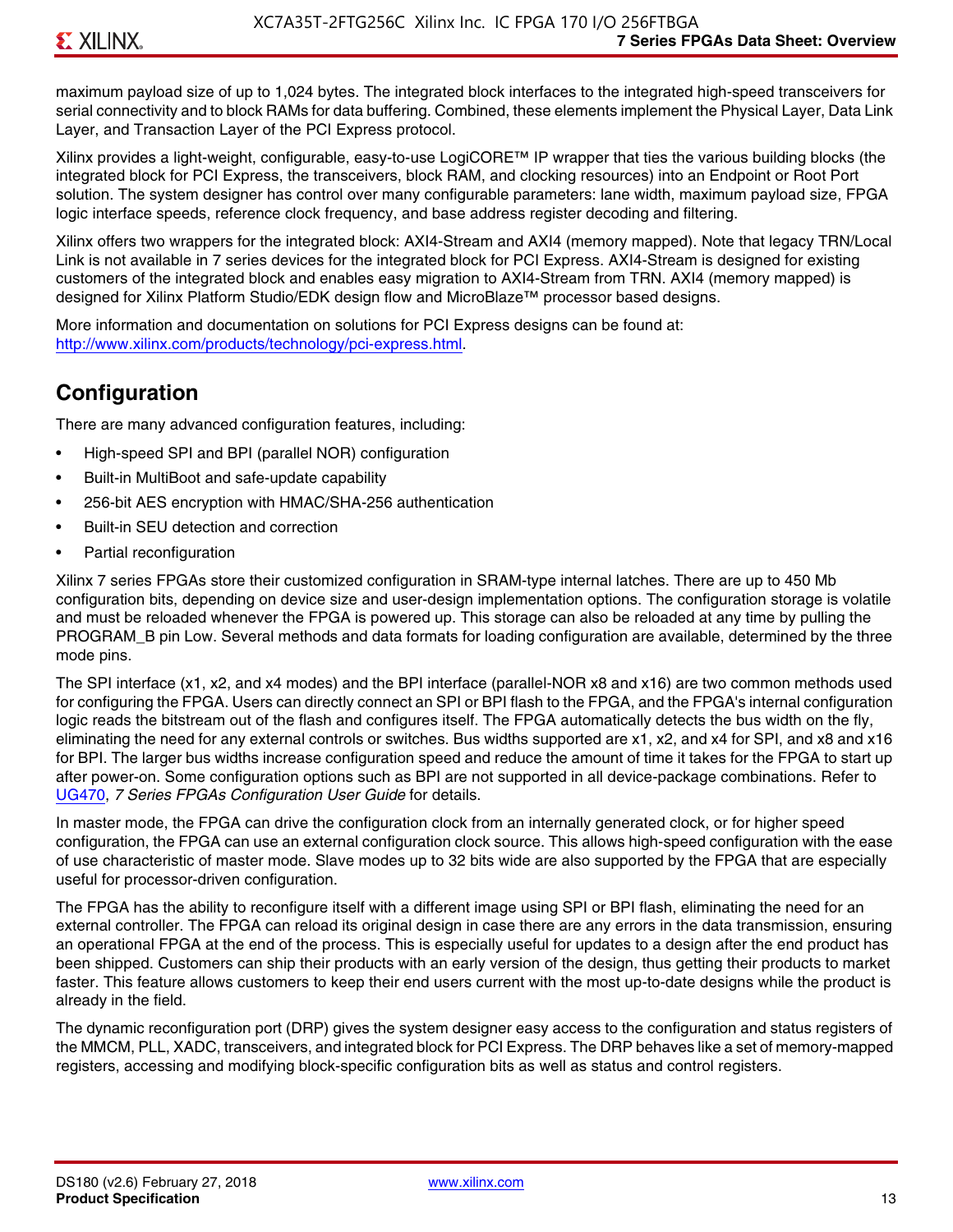maximum payload size of up to 1,024 bytes. The integrated block interfaces to the integrated high-speed transceivers for serial connectivity and to block RAMs for data buffering. Combined, these elements implement the Physical Layer, Data Link Layer, and Transaction Layer of the PCI Express protocol.

Xilinx provides a light-weight, configurable, easy-to-use LogiCORE™ IP wrapper that ties the various building blocks (the integrated block for PCI Express, the transceivers, block RAM, and clocking resources) into an Endpoint or Root Port solution. The system designer has control over many configurable parameters: lane width, maximum payload size, FPGA logic interface speeds, reference clock frequency, and base address register decoding and filtering.

Xilinx offers two wrappers for the integrated block: AXI4-Stream and AXI4 (memory mapped). Note that legacy TRN/Local Link is not available in 7 series devices for the integrated block for PCI Express. AXI4-Stream is designed for existing customers of the integrated block and enables easy migration to AXI4-Stream from TRN. AXI4 (memory mapped) is designed for Xilinx Platform Studio/EDK design flow and MicroBlaze™ processor based designs.

More information and documentation on solutions for PCI Express designs can be found at: http://www.xilinx.com/products/technology/pci-express.html.

## Configuration

There are many advanced configuration features, including:

- High-speed SPI and BPI (parallel NOR) configuration
- Built-in MultiBoot and safe-update capability
- 256-bit AES encryption with HMAC/SHA-256 authentication
- Built-in SEU detection and correction
- Partial reconfiguration

Xilinx 7 series FPGAs store their customized configuration in SRAM-type internal latches. There are up to 450 Mb configuration bits, depending on device size and user-design implementation options. The configuration storage is volatile and must be reloaded whenever the FPGA is powered up. This storage can also be reloaded at any time by pulling the PROGRAM_B pin Low. Several methods and data formats for loading configuration are available, determined by the three mode pins.

The SPI interface (x1, x2, and x4 modes) and the BPI interface (parallel-NOR x8 and x16) are two common methods used for configuring the FPGA. Users can directly connect an SPI or BPI flash to the FPGA, and the FPGA's internal configuration logic reads the bitstream out of the flash and configures itself. The FPGA automatically detects the bus width on the fly, eliminating the need for any external controls or switches. Bus widths supported are x1, x2, and x4 for SPI, and x8 and x16 for BPI. The larger bus widths increase configuration speed and reduce the amount of time it takes for the FPGA to start up after power-on. Some configuration options such as BPI are not supported in all device-package combinations. Refer to UG470, *7 Series FPGAs Configuration User Guide* for details.

In master mode, the FPGA can drive the configuration clock from an internally generated clock, or for higher speed configuration, the FPGA can use an external configuration clock source. This allows high-speed configuration with the ease of use characteristic of master mode. Slave modes up to 32 bits wide are also supported by the FPGA that are especially useful for processor-driven configuration.

The FPGA has the ability to reconfigure itself with a different image using SPI or BPI flash, eliminating the need for an external controller. The FPGA can reload its original design in case there are any errors in the data transmission, ensuring an operational FPGA at the end of the process. This is especially useful for updates to a design after the end product has been shipped. Customers can ship their products with an early version of the design, thus getting their products to market faster. This feature allows customers to keep their end users current with the most up-to-date designs while the product is already in the field.

The dynamic reconfiguration port (DRP) gives the system designer easy access to the configuration and status registers of the MMCM, PLL, XADC, transceivers, and integrated block for PCI Express. The DRP behaves like a set of memory-mapped registers, accessing and modifying block-specific configuration bits as well as status and control registers.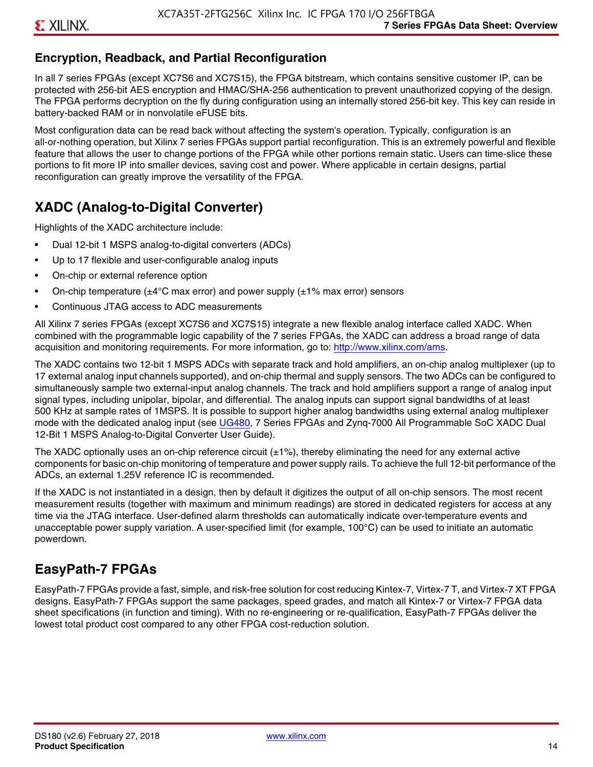## Encryption, Readback, and Partial Reconfiguration

In all 7 series FPGAs (except XC7S6 and XC7S15), the FPGA bitstream, which contains sensitive customer IP, can be protected with 256-bit AES encryption and HMAC/SHA-256 authentication to prevent unauthorized copying of the design. The FPGA performs decryption on the fly during configuration using an internally stored 256-bit key. This key can reside in battery-backed RAM or in nonvolatile eFUSE bits.

Most configuration data can be read back without affecting the system's operation. Typically, configuration is an all-or-nothing operation, but Xilinx 7 series FPGAs support partial reconfiguration. This is an extremely powerful and flexible feature that allows the user to change portions of the FPGA while other portions remain static. Users can time-slice these portions to fit more IP into smaller devices, saving cost and power. Where applicable in certain designs, partial reconfiguration can greatly improve the versatility of the FPGA.

## XADC (Analog-to-Digital Converter)

Highlights of the XADC architecture include:

- Dual 12-bit 1 MSPS analog-to-digital converters (ADCs)
- Up to 17 flexible and user-configurable analog inputs
- On-chip or external reference option
- On-chip temperature (±4°C max error) and power supply (±1% max error) sensors
- Continuous JTAG access to ADC measurements

All Xilinx 7 series FPGAs (except XC7S6 and XC7S15) integrate a new flexible analog interface called XADC. When combined with the programmable logic capability of the 7 series FPGAs, the XADC can address a broad range of data acquisition and monitoring requirements. For more information, go to: http://www.xilinx.com/ams.

The XADC contains two 12-bit 1 MSPS ADCs with separate track and hold amplifiers, an on-chip analog multiplexer (up to 17 external analog input channels supported), and on-chip thermal and supply sensors. The two ADCs can be configured to simultaneously sample two external-input analog channels. The track and hold amplifiers support a range of analog input signal types, including unipolar, bipolar, and differential. The analog inputs can support signal bandwidths of at least 500 KHz at sample rates of 1MSPS. It is possible to support higher analog bandwidths using external analog multiplexer mode with the dedicated analog input (see UG480, 7 Series FPGAs and Zynq-7000 All Programmable SoC XADC Dual 12-Bit 1 MSPS Analog-to-Digital Converter User Guide).

The XADC optionally uses an on-chip reference circuit (±1%), thereby eliminating the need for any external active components for basic on-chip monitoring of temperature and power supply rails. To achieve the full 12-bit performance of the ADCs, an external 1.25V reference IC is recommended.

If the XADC is not instantiated in a design, then by default it digitizes the output of all on-chip sensors. The most recent measurement results (together with maximum and minimum readings) are stored in dedicated registers for access at any time via the JTAG interface. User-defined alarm thresholds can automatically indicate over-temperature events and unacceptable power supply variation. A user-specified limit (for example, 100°C) can be used to initiate an automatic powerdown.

## EasyPath-7 FPGAs

EasyPath-7 FPGAs provide a fast, simple, and risk-free solution for cost reducing Kintex-7, Virtex-7 T, and Virtex-7 XT FPGA designs. EasyPath-7 FPGAs support the same packages, speed grades, and match all Kintex-7 or Virtex-7 FPGA data sheet specifications (in function and timing). With no re-engineering or re-qualification, EasyPath-7 FPGAs deliver the lowest total product cost compared to any other FPGA cost-reduction solution.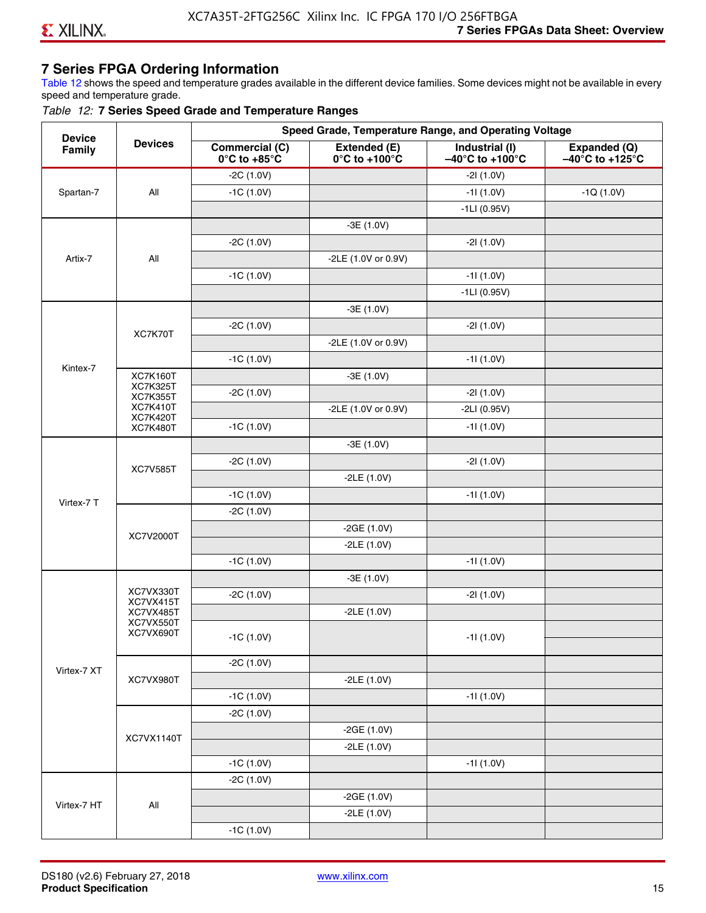## 7 Series FPGA Ordering Information

Table 12 shows the speed and temperature grades available in the different device families. Some devices might not be available in every speed and temperature grade.

*Table 12:* **7 Series Speed Grade and Temperature Ranges**

| Device Family | Devices | Speed Grade, Temperature Range, and Operating Voltage | | | |
|---|---|---|---|---|---|
| | | **Commercial (C) 0°C to +85°C** | **Extended (E) 0°C to +100°C** | **Industrial (I) –40°C to +100°C** | **Expanded (Q) –40°C to +125°C** |
| Spartan-7 | All | -2C (1.0V) | | -2I (1.0V) | |
| | | -1C (1.0V) | | -1I (1.0V) | -1Q (1.0V) |
| | | | | -1LI (0.95V) | |
| Artix-7 | All | | -3E (1.0V) | | |
| | | -2C (1.0V) | | -2I (1.0V) | |
| | | | -2LE (1.0V or 0.9V) | | |
| | | -1C (1.0V) | | -1I (1.0V) | |
| | | | | -1LI (0.95V) | |
| Kintex-7 | XC7K70T | | -3E (1.0V) | | |
| | | -2C (1.0V) | | -2I (1.0V) | |
| | | | -2LE (1.0V or 0.9V) | | |
| | | -1C (1.0V) | | -1I (1.0V) | |
| | XC7K160T XC7K325T XC7K355T XC7K410T XC7K420T XC7K480T | | -3E (1.0V) | | |
| | | -2C (1.0V) | | -2I (1.0V) | |
| | | | -2LE (1.0V or 0.9V) | -2LI (0.95V) | |
| | | -1C (1.0V) | | -1I (1.0V) | |
| Virtex-7 T | XC7V585T | | -3E (1.0V) | | |
| | | -2C (1.0V) | | -2I (1.0V) | |
| | | | -2LE (1.0V) | | |
| | | -1C (1.0V) | | -1I (1.0V) | |
| | XC7V2000T | -2C (1.0V) | | | |
| | | | -2GE (1.0V) | | |
| | | | -2LE (1.0V) | | |
| | | -1C (1.0V) | | -1I (1.0V) | |
| Virtex-7 XT | XC7VX330T XC7VX415T XC7VX485T XC7VX550T XC7VX690T | | -3E (1.0V) | | |
| | | -2C (1.0V) | | -2I (1.0V) | |
| | | | -2LE (1.0V) | | |
| | | -1C (1.0V) | | -1I (1.0V) | |
| | XC7VX980T | -2C (1.0V) | | | |
| | | | -2LE (1.0V) | | |
| | | -1C (1.0V) | | -1I (1.0V) | |
| | XC7VX1140T | -2C (1.0V) | | | |
| | | | -2GE (1.0V) | | |
| | | | -2LE (1.0V) | | |
| | | -1C (1.0V) | | -1I (1.0V) | |
| Virtex-7 HT | All | -2C (1.0V) | | | |
| | | | -2GE (1.0V) | | |
| | | | -2LE (1.0V) | | |
| | | -1C (1.0V) | | | |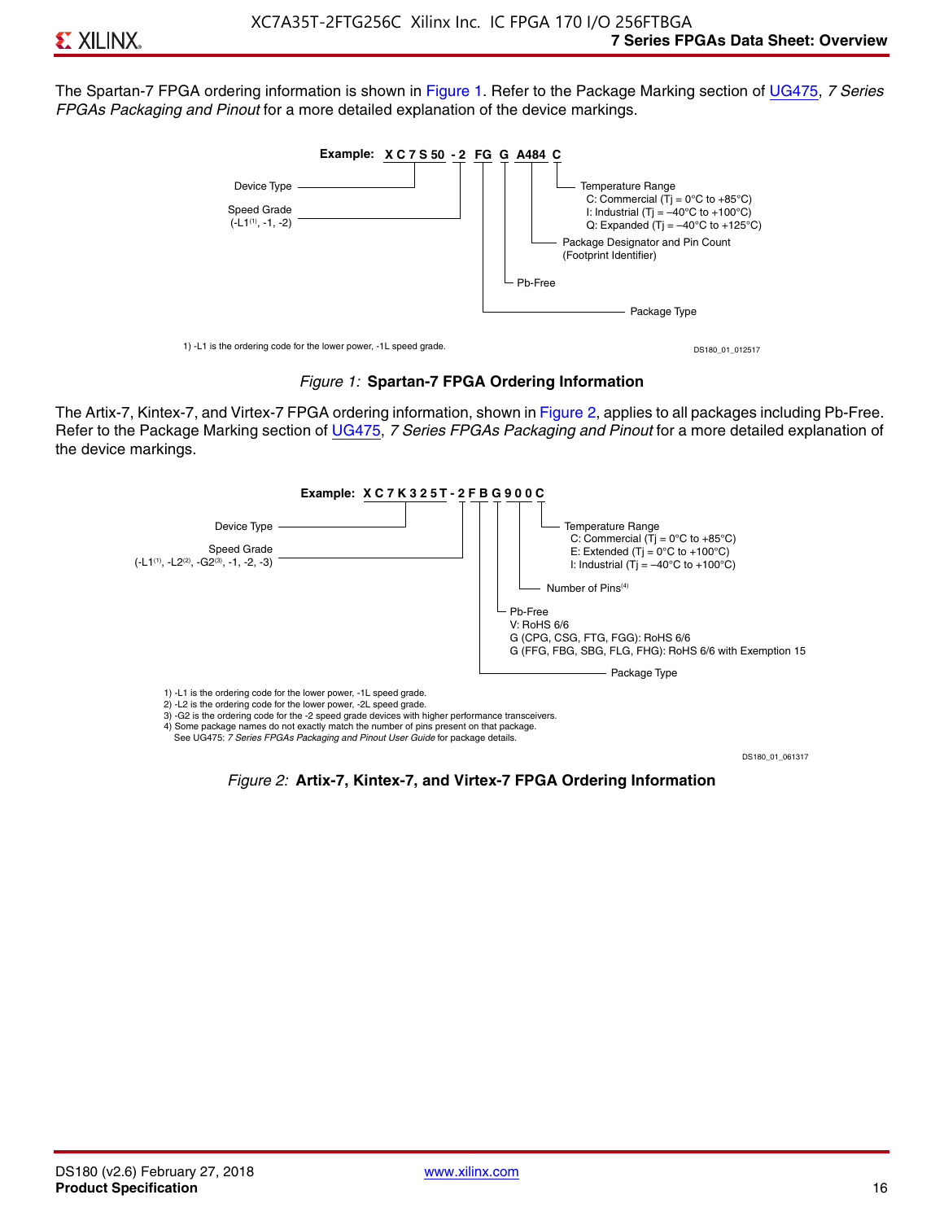The Spartan-7 FPGA ordering information is shown in Figure 1. Refer to the Package Marking section of UG475, *7 Series FPGAs Packaging and Pinout* for a more detailed explanation of the device markings.

Example: XC7S50 -2 FG G A484 C

- Device Type
- Speed Grade (-L1(1), -1, -2)
- Temperature Range
  - C: Commercial (Tj = 0°C to +85°C)
  - I: Industrial (Tj = –40°C to +100°C)
  - Q: Expanded (Tj = –40°C to +125°C)
- Package Designator and Pin Count (Footprint Identifier)
- Pb-Free
- Package Type

1) -L1 is the ordering code for the lower power, -1L speed grade.

DS180_01_012517

*Figure 1:* **Spartan-7 FPGA Ordering Information**

The Artix-7, Kintex-7, and Virtex-7 FPGA ordering information, shown in Figure 2, applies to all packages including Pb-Free. Refer to the Package Marking section of UG475, *7 Series FPGAs Packaging and Pinout* for a more detailed explanation of the device markings.

Example: XC7K325T-2FBG900C

- Device Type
- Speed Grade (-L1(1), -L2(2), -G2(3), -1, -2, -3)
- Temperature Range
  - C: Commercial (Tj = 0°C to +85°C)
  - E: Extended (Tj = 0°C to +100°C)
  - I: Industrial (Tj = –40°C to +100°C)
- Number of Pins(4)
- Pb-Free
  - V: RoHS 6/6
  - G (CPG, CSG, FTG, FGG): RoHS 6/6
  - G (FFG, FBG, SBG, FLG, FHG): RoHS 6/6 with Exemption 15
- Package Type

1) -L1 is the ordering code for the lower power, -1L speed grade.
2) -L2 is the ordering code for the lower power, -2L speed grade.
3) -G2 is the ordering code for the -2 speed grade devices with higher performance transceivers.
4) Some package names do not exactly match the number of pins present on that package. See UG475: *7 Series FPGAs Packaging and Pinout User Guide* for package details.

DS180_01_061317

*Figure 2:* **Artix-7, Kintex-7, and Virtex-7 FPGA Ordering Information**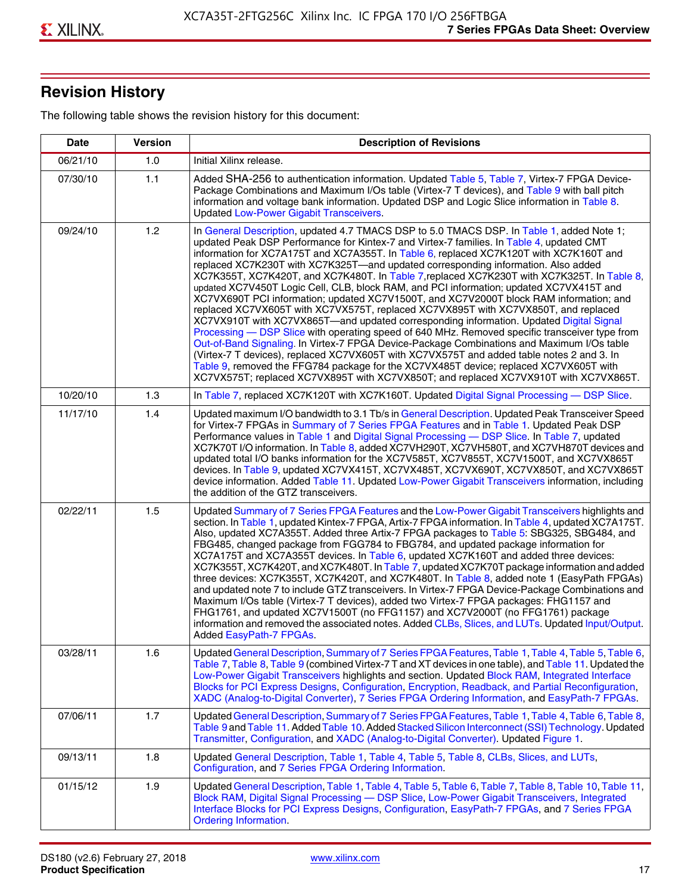## Revision History

The following table shows the revision history for this document:

| Date | Version | Description of Revisions |
|---|---|---|
| 06/21/10 | 1.0 | Initial Xilinx release. |
| 07/30/10 | 1.1 | Added SHA-256 to authentication information. Updated Table 5, Table 7, Virtex-7 FPGA Device-Package Combinations and Maximum I/Os table (Virtex-7 T devices), and Table 9 with ball pitch information and voltage bank information. Updated DSP and Logic Slice information in Table 8. Updated Low-Power Gigabit Transceivers. |
| 09/24/10 | 1.2 | In General Description, updated 4.7 TMACS DSP to 5.0 TMACS DSP. In Table 1, added Note 1; updated Peak DSP Performance for Kintex-7 and Virtex-7 families. In Table 4, updated CMT information for XC7A175T and XC7A355T. In Table 6, replaced XC7K120T with XC7K160T and replaced XC7K230T with XC7K325T—and updated corresponding information. Also added XC7K355T, XC7K420T, and XC7K480T. In Table 7,replaced XC7K230T with XC7K325T. In Table 8, updated XC7V450T Logic Cell, CLB, block RAM, and PCI information; updated XC7VX415T and XC7VX690T PCI information; updated XC7V1500T, and XC7V2000T block RAM information; and replaced XC7VX605T with XC7VX575T, replaced XC7VX895T with XC7VX850T, and replaced XC7VX910T with XC7VX865T—and updated corresponding information. Updated Digital Signal Processing — DSP Slice with operating speed of 640 MHz. Removed specific transceiver type from Out-of-Band Signaling. In Virtex-7 FPGA Device-Package Combinations and Maximum I/Os table (Virtex-7 T devices), replaced XC7VX605T with XC7VX575T and added table notes 2 and 3. In Table 9, removed the FFG784 package for the XC7VX485T device; replaced XC7VX605T with XC7VX575T; replaced XC7VX895T with XC7VX850T; and replaced XC7VX910T with XC7VX865T. |
| 10/20/10 | 1.3 | In Table 7, replaced XC7K120T with XC7K160T. Updated Digital Signal Processing — DSP Slice. |
| 11/17/10 | 1.4 | Updated maximum I/O bandwidth to 3.1 Tb/s in General Description. Updated Peak Transceiver Speed for Virtex-7 FPGAs in Summary of 7 Series FPGA Features and in Table 1. Updated Peak DSP Performance values in Table 1 and Digital Signal Processing — DSP Slice. In Table 7, updated XC7K70T I/O information. In Table 8, added XC7VH290T, XC7VH580T, and XC7VH870T devices and updated total I/O banks information for the XC7V585T, XC7V855T, XC7V1500T, and XC7VX865T devices. In Table 9, updated XC7VX415T, XC7VX485T, XC7VX690T, XC7VX850T, and XC7VX865T device information. Added Table 11. Updated Low-Power Gigabit Transceivers information, including the addition of the GTZ transceivers. |
| 02/22/11 | 1.5 | Updated Summary of 7 Series FPGA Features and the Low-Power Gigabit Transceivers highlights and section. In Table 1, updated Kintex-7 FPGA, Artix-7 FPGA information. In Table 4, updated XC7A175T. Also, updated XC7A355T. Added three Artix-7 FPGA packages to Table 5: SBG325, SBG484, and FBG485, changed package from FGG784 to FBG784, and updated package information for XC7A175T and XC7A355T devices. In Table 6, updated XC7K160T and added three devices: XC7K355T, XC7K420T, and XC7K480T. In Table 7, updated XC7K70T package information and added three devices: XC7K355T, XC7K420T, and XC7K480T. In Table 8, added note 1 (EasyPath FPGAs) and updated note 7 to include GTZ transceivers. In Virtex-7 FPGA Device-Package Combinations and Maximum I/Os table (Virtex-7 T devices), added two Virtex-7 FPGA packages: FHG1157 and FHG1761, and updated XC7V1500T (no FFG1157) and XC7V2000T (no FFG1761) package information and removed the associated notes. Added CLBs, Slices, and LUTs. Updated Input/Output. Added EasyPath-7 FPGAs. |
| 03/28/11 | 1.6 | Updated General Description, Summary of 7 Series FPGA Features, Table 1, Table 4, Table 5, Table 6, Table 7, Table 8, Table 9 (combined Virtex-7 T and XT devices in one table), and Table 11. Updated the Low-Power Gigabit Transceivers highlights and section. Updated Block RAM, Integrated Interface Blocks for PCI Express Designs, Configuration, Encryption, Readback, and Partial Reconfiguration, XADC (Analog-to-Digital Converter), 7 Series FPGA Ordering Information, and EasyPath-7 FPGAs. |
| 07/06/11 | 1.7 | Updated General Description, Summary of 7 Series FPGA Features, Table 1, Table 4, Table 6, Table 8, Table 9 and Table 11. Added Table 10. Added Stacked Silicon Interconnect (SSI) Technology. Updated Transmitter, Configuration, and XADC (Analog-to-Digital Converter). Updated Figure 1. |
| 09/13/11 | 1.8 | Updated General Description, Table 1, Table 4, Table 5, Table 8, CLBs, Slices, and LUTs, Configuration, and 7 Series FPGA Ordering Information. |
| 01/15/12 | 1.9 | Updated General Description, Table 1, Table 4, Table 5, Table 6, Table 7, Table 8, Table 10, Table 11, Block RAM, Digital Signal Processing — DSP Slice, Low-Power Gigabit Transceivers, Integrated Interface Blocks for PCI Express Designs, Configuration, EasyPath-7 FPGAs, and 7 Series FPGA Ordering Information. |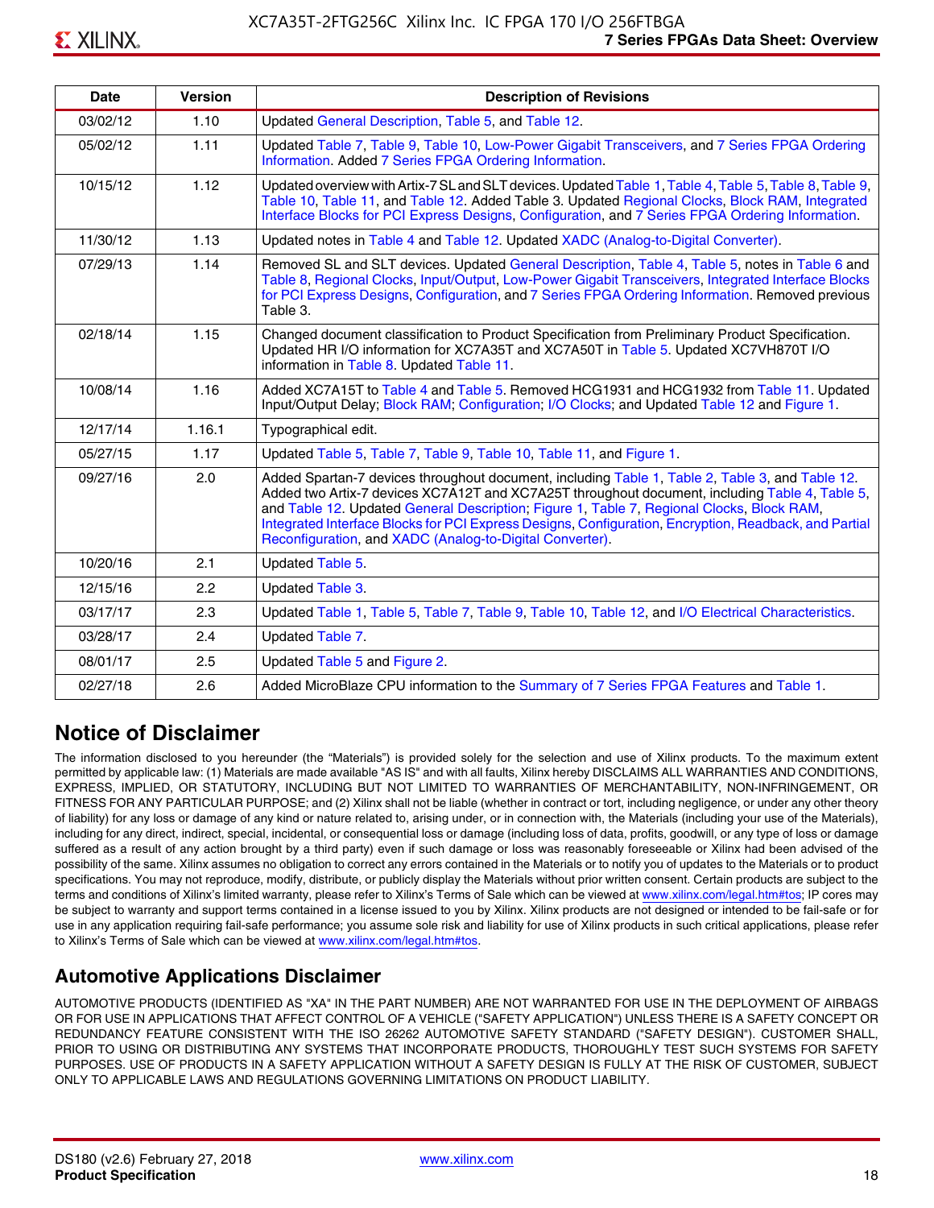| Date | Version | Description of Revisions |
|---|---|---|
| 03/02/12 | 1.10 | Updated General Description, Table 5, and Table 12. |
| 05/02/12 | 1.11 | Updated Table 7, Table 9, Table 10, Low-Power Gigabit Transceivers, and 7 Series FPGA Ordering Information. Added 7 Series FPGA Ordering Information. |
| 10/15/12 | 1.12 | Updated overview with Artix-7 SL and SLT devices. Updated Table 1, Table 4, Table 5, Table 8, Table 9, Table 10, Table 11, and Table 12. Added Table 3. Updated Regional Clocks, Block RAM, Integrated Interface Blocks for PCI Express Designs, Configuration, and 7 Series FPGA Ordering Information. |
| 11/30/12 | 1.13 | Updated notes in Table 4 and Table 12. Updated XADC (Analog-to-Digital Converter). |
| 07/29/13 | 1.14 | Removed SL and SLT devices. Updated General Description, Table 4, Table 5, notes in Table 6 and Table 8, Regional Clocks, Input/Output, Low-Power Gigabit Transceivers, Integrated Interface Blocks for PCI Express Designs, Configuration, and 7 Series FPGA Ordering Information. Removed previous Table 3. |
| 02/18/14 | 1.15 | Changed document classification to Product Specification from Preliminary Product Specification. Updated HR I/O information for XC7A35T and XC7A50T in Table 5. Updated XC7VH870T I/O information in Table 8. Updated Table 11. |
| 10/08/14 | 1.16 | Added XC7A15T to Table 4 and Table 5. Removed HCG1931 and HCG1932 from Table 11. Updated Input/Output Delay; Block RAM; Configuration; I/O Clocks; and Updated Table 12 and Figure 1. |
| 12/17/14 | 1.16.1 | Typographical edit. |
| 05/27/15 | 1.17 | Updated Table 5, Table 7, Table 9, Table 10, Table 11, and Figure 1. |
| 09/27/16 | 2.0 | Added Spartan-7 devices throughout document, including Table 1, Table 2, Table 3, and Table 12. Added two Artix-7 devices XC7A12T and XC7A25T throughout document, including Table 4, Table 5, and Table 12. Updated General Description; Figure 1, Table 7, Regional Clocks, Block RAM, Integrated Interface Blocks for PCI Express Designs, Configuration, Encryption, Readback, and Partial Reconfiguration, and XADC (Analog-to-Digital Converter). |
| 10/20/16 | 2.1 | Updated Table 5. |
| 12/15/16 | 2.2 | Updated Table 3. |
| 03/17/17 | 2.3 | Updated Table 1, Table 5, Table 7, Table 9, Table 10, Table 12, and I/O Electrical Characteristics. |
| 03/28/17 | 2.4 | Updated Table 7. |
| 08/01/17 | 2.5 | Updated Table 5 and Figure 2. |
| 02/27/18 | 2.6 | Added MicroBlaze CPU information to the Summary of 7 Series FPGA Features and Table 1. |

## Notice of Disclaimer

The information disclosed to you hereunder (the "Materials") is provided solely for the selection and use of Xilinx products. To the maximum extent permitted by applicable law: (1) Materials are made available "AS IS" and with all faults, Xilinx hereby DISCLAIMS ALL WARRANTIES AND CONDITIONS, EXPRESS, IMPLIED, OR STATUTORY, INCLUDING BUT NOT LIMITED TO WARRANTIES OF MERCHANTABILITY, NON-INFRINGEMENT, OR FITNESS FOR ANY PARTICULAR PURPOSE; and (2) Xilinx shall not be liable (whether in contract or tort, including negligence, or under any other theory of liability) for any loss or damage of any kind or nature related to, arising under, or in connection with, the Materials (including your use of the Materials), including for any direct, indirect, special, incidental, or consequential loss or damage (including loss of data, profits, goodwill, or any type of loss or damage suffered as a result of any action brought by a third party) even if such damage or loss was reasonably foreseeable or Xilinx had been advised of the possibility of the same. Xilinx assumes no obligation to correct any errors contained in the Materials or to notify you of updates to the Materials or to product specifications. You may not reproduce, modify, distribute, or publicly display the Materials without prior written consent. Certain products are subject to the terms and conditions of Xilinx's limited warranty, please refer to Xilinx's Terms of Sale which can be viewed at www.xilinx.com/legal.htm#tos; IP cores may be subject to warranty and support terms contained in a license issued to you by Xilinx. Xilinx products are not designed or intended to be fail-safe or for use in any application requiring fail-safe performance; you assume sole risk and liability for use of Xilinx products in such critical applications, please refer to Xilinx's Terms of Sale which can be viewed at www.xilinx.com/legal.htm#tos.

## Automotive Applications Disclaimer

AUTOMOTIVE PRODUCTS (IDENTIFIED AS "XA" IN THE PART NUMBER) ARE NOT WARRANTED FOR USE IN THE DEPLOYMENT OF AIRBAGS OR FOR USE IN APPLICATIONS THAT AFFECT CONTROL OF A VEHICLE ("SAFETY APPLICATION") UNLESS THERE IS A SAFETY CONCEPT OR REDUNDANCY FEATURE CONSISTENT WITH THE ISO 26262 AUTOMOTIVE SAFETY STANDARD ("SAFETY DESIGN"). CUSTOMER SHALL, PRIOR TO USING OR DISTRIBUTING ANY SYSTEMS THAT INCORPORATE PRODUCTS, THOROUGHLY TEST SUCH SYSTEMS FOR SAFETY PURPOSES. USE OF PRODUCTS IN A SAFETY APPLICATION WITHOUT A SAFETY DESIGN IS FULLY AT THE RISK OF CUSTOMER, SUBJECT ONLY TO APPLICABLE LAWS AND REGULATIONS GOVERNING LIMITATIONS ON PRODUCT LIABILITY.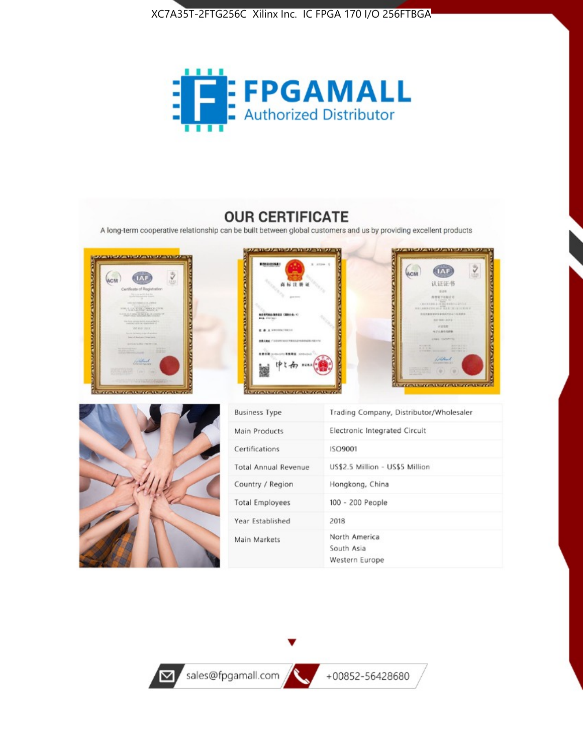XC7A35T-2FTG256C Xilinx Inc. IC FPGA 170 I/O 256FTBGA

FPGAMALL
Authorized Distributor

## OUR CERTIFICATE

A long-term cooperative relationship can be built between global customers and us by providing excellent products

| | |
|---|---|
| Business Type | Trading Company, Distributor/Wholesaler |
| Main Products | Electronic Integrated Circuit |
| Certifications | ISO9001 |
| Total Annual Revenue | US$2.5 Million - US$5 Million |
| Country / Region | Hongkong, China |
| Total Employees | 100 - 200 People |
| Year Established | 2018 |
| Main Markets | North America<br>South Asia<br>Western Europe |

sales@fpgamall.com

+00852-56428680